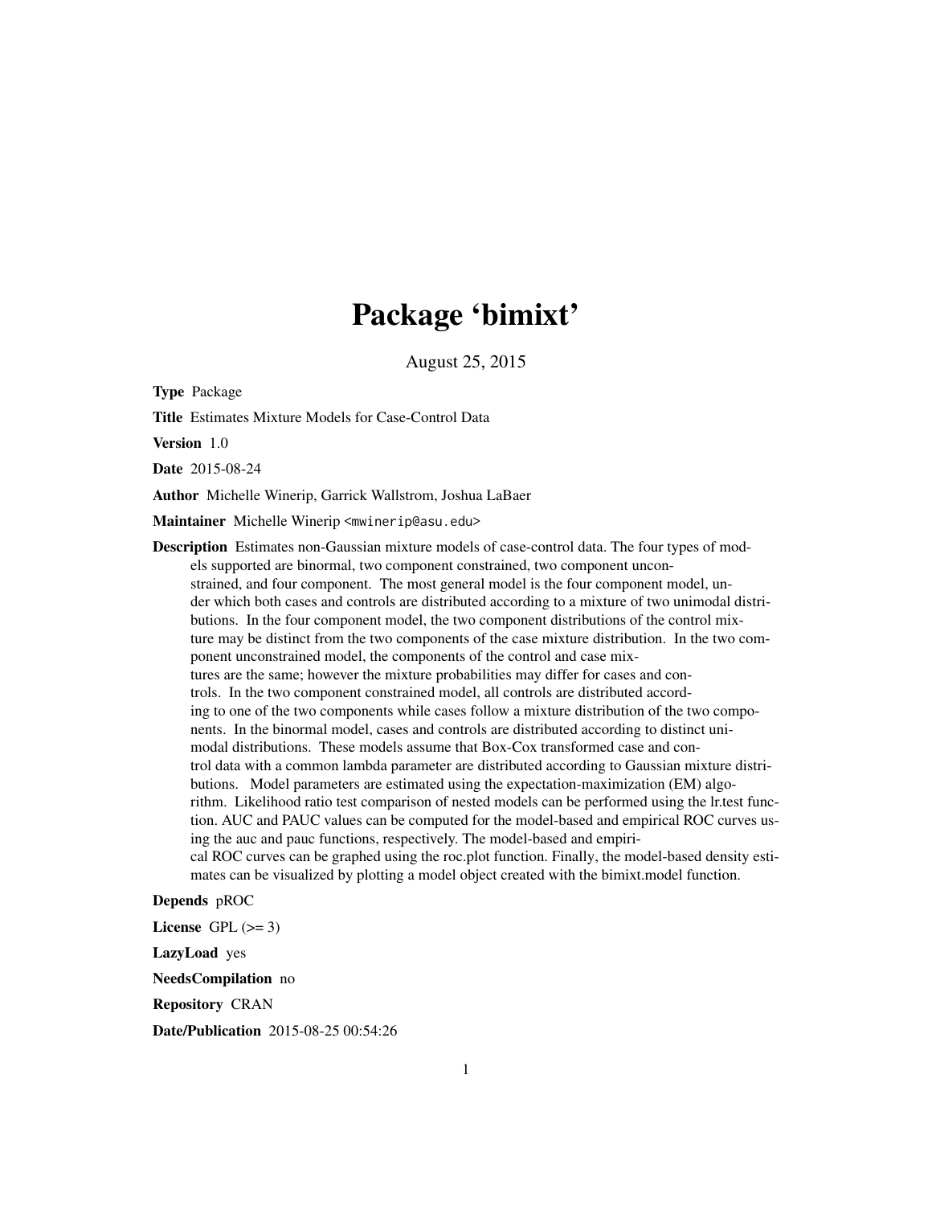# Package 'bimixt'

August 25, 2015

**Type** Package

**Title** Estimates Mixture Models for Case-Control Data

**Version** 1.0

**Date** 2015-08-24

**Author** Michelle Winerip, Garrick Wallstrom, Joshua LaBaer

**Maintainer** Michelle Winerip <mwinerip@asu.edu>

**Description** Estimates non-Gaussian mixture models of case-control data. The four types of models supported are binormal, two component constrained, two component unconstrained, and four component. The most general model is the four component model, under which both cases and controls are distributed according to a mixture of two unimodal distributions. In the four component model, the two component distributions of the control mixture may be distinct from the two components of the case mixture distribution. In the two component unconstrained model, the components of the control and case mixtures are the same; however the mixture probabilities may differ for cases and controls. In the two component constrained model, all controls are distributed according to one of the two components while cases follow a mixture distribution of the two components. In the binormal model, cases and controls are distributed according to distinct unimodal distributions. These models assume that Box-Cox transformed case and control data with a common lambda parameter are distributed according to Gaussian mixture distributions. Model parameters are estimated using the expectation-maximization (EM) algorithm. Likelihood ratio test comparison of nested models can be performed using the lr.test function. AUC and PAUC values can be computed for the model-based and empirical ROC curves using the auc and pauc functions, respectively. The model-based and empirical ROC curves can be graphed using the roc.plot function. Finally, the model-based density estimates can be visualized by plotting a model object created with the bimixt.model function.

**Depends** pROC

**License** GPL (>= 3)

**LazyLoad** yes

**NeedsCompilation** no

**Repository** CRAN

**Date/Publication** 2015-08-25 00:54:26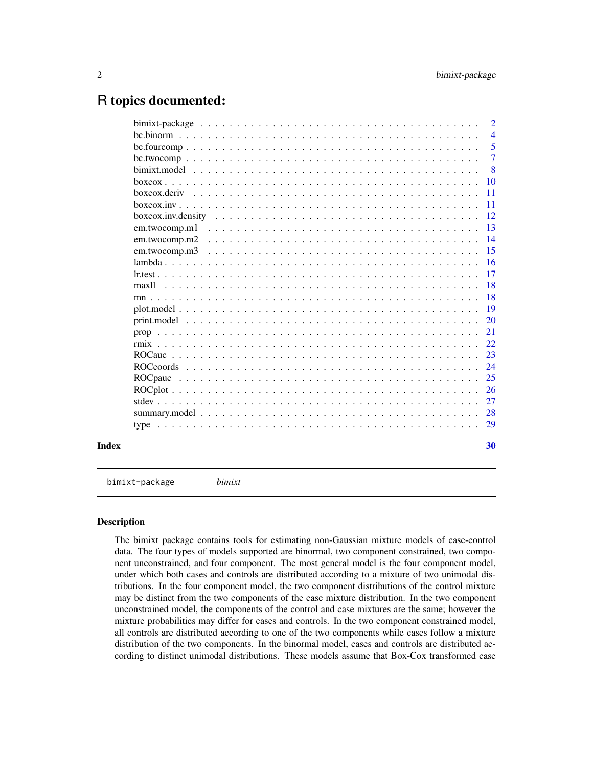# R topics documented:

| | |
|---|---|
| bimixt-package | 2 |
| bc.binorm | 4 |
| bc.fourcomp | 5 |
| bc.twocomp | 7 |
| bimixt.model | 8 |
| boxcox | 10 |
| boxcox.deriv | 11 |
| boxcox.inv | 11 |
| boxcox.inv.density | 12 |
| em.twocomp.m1 | 13 |
| em.twocomp.m2 | 14 |
| em.twocomp.m3 | 15 |
| lambda | 16 |
| lr.test | 17 |
| maxll | 18 |
| mn | 18 |
| plot.model | 19 |
| print.model | 20 |
| prop | 21 |
| rmix | 22 |
| ROCauc | 23 |
| ROCcoords | 24 |
| ROCpauc | 25 |
| ROCplot | 26 |
| stdev | 27 |
| summary.model | 28 |
| type | 29 |

**Index** 30

---

`bimixt-package` *bimixt*

---

## Description

The bimixt package contains tools for estimating non-Gaussian mixture models of case-control data. The four types of models supported are binormal, two component constrained, two component unconstrained, and four component. The most general model is the four component model, under which both cases and controls are distributed according to a mixture of two unimodal distributions. In the four component model, the two component distributions of the control mixture may be distinct from the two components of the case mixture distribution. In the two component unconstrained model, the components of the control and case mixtures are the same; however the mixture probabilities may differ for cases and controls. In the two component constrained model, all controls are distributed according to one of the two components while cases follow a mixture distribution of the two components. In the binormal model, cases and controls are distributed according to distinct unimodal distributions. These models assume that Box-Cox transformed case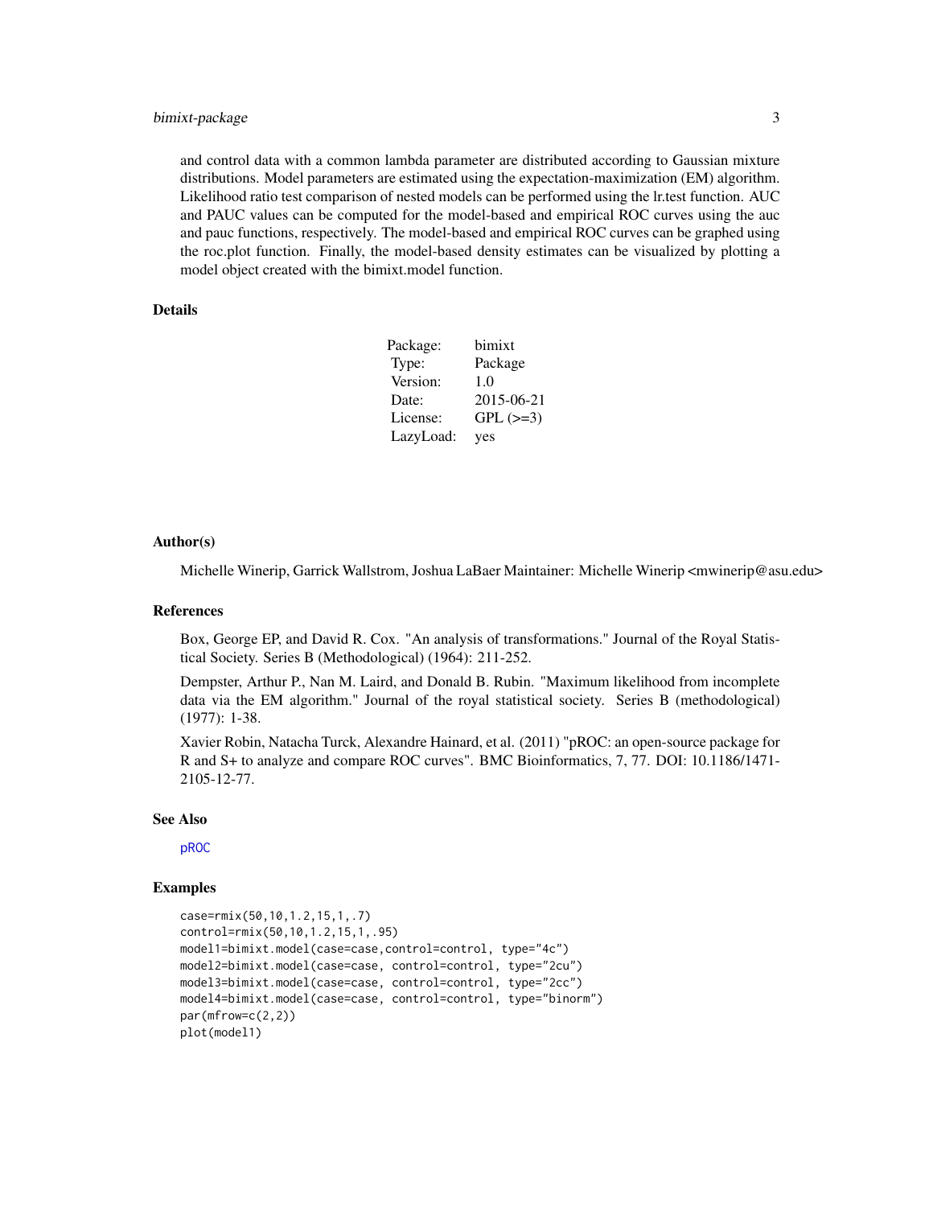and control data with a common lambda parameter are distributed according to Gaussian mixture distributions. Model parameters are estimated using the expectation-maximization (EM) algorithm. Likelihood ratio test comparison of nested models can be performed using the lr.test function. AUC and PAUC values can be computed for the model-based and empirical ROC curves using the auc and pauc functions, respectively. The model-based and empirical ROC curves can be graphed using the roc.plot function. Finally, the model-based density estimates can be visualized by plotting a model object created with the bimixt.model function.

## Details

| | |
|---|---|
| Package: | bimixt |
| Type: | Package |
| Version: | 1.0 |
| Date: | 2015-06-21 |
| License: | GPL (>=3) |
| LazyLoad: | yes |

## Author(s)

Michelle Winerip, Garrick Wallstrom, Joshua LaBaer Maintainer: Michelle Winerip <mwinerip@asu.edu>

## References

Box, George EP, and David R. Cox. "An analysis of transformations." Journal of the Royal Statistical Society. Series B (Methodological) (1964): 211-252.

Dempster, Arthur P., Nan M. Laird, and Donald B. Rubin. "Maximum likelihood from incomplete data via the EM algorithm." Journal of the royal statistical society. Series B (methodological) (1977): 1-38.

Xavier Robin, Natacha Turck, Alexandre Hainard, et al. (2011) "pROC: an open-source package for R and S+ to analyze and compare ROC curves". BMC Bioinformatics, 7, 77. DOI: 10.1186/1471-2105-12-77.

## See Also

pROC

## Examples

```
case=rmix(50,10,1.2,15,1,.7)
control=rmix(50,10,1.2,15,1,.95)
model1=bimixt.model(case=case,control=control, type="4c")
model2=bimixt.model(case=case, control=control, type="2cu")
model3=bimixt.model(case=case, control=control, type="2cc")
model4=bimixt.model(case=case, control=control, type="binorm")
par(mfrow=c(2,2))
plot(model1)
```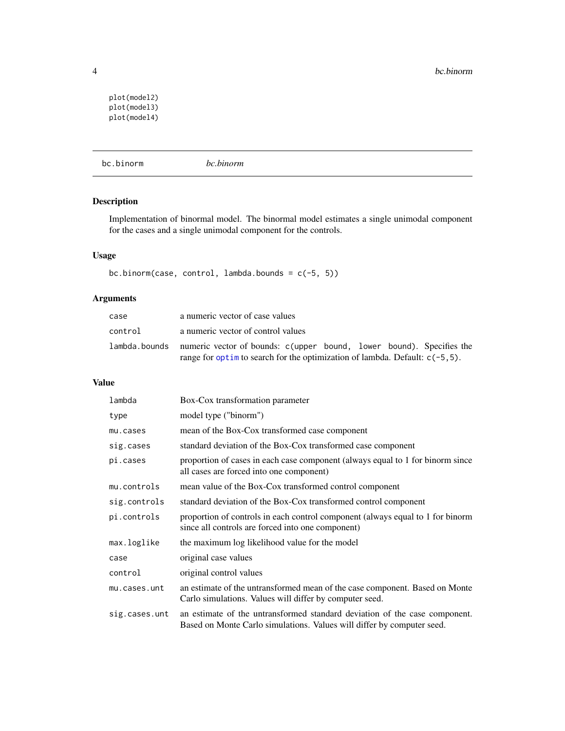```
plot(model2)
plot(model3)
plot(model4)
```

---

## bc.binorm — *bc.binorm*

### Description

Implementation of binormal model. The binormal model estimates a single unimodal component for the cases and a single unimodal component for the controls.

### Usage

```
bc.binorm(case, control, lambda.bounds = c(-5, 5))
```

### Arguments

| | |
|---|---|
| `case` | a numeric vector of case values |
| `control` | a numeric vector of control values |
| `lambda.bounds` | numeric vector of bounds: `c(upper bound, lower bound)`. Specifies the range for `optim` to search for the optimization of lambda. Default: `c(-5,5)`. |

### Value

| | |
|---|---|
| `lambda` | Box-Cox transformation parameter |
| `type` | model type ("binorm") |
| `mu.cases` | mean of the Box-Cox transformed case component |
| `sig.cases` | standard deviation of the Box-Cox transformed case component |
| `pi.cases` | proportion of cases in each case component (always equal to 1 for binorm since all cases are forced into one component) |
| `mu.controls` | mean value of the Box-Cox transformed control component |
| `sig.controls` | standard deviation of the Box-Cox transformed control component |
| `pi.controls` | proportion of controls in each control component (always equal to 1 for binorm since all controls are forced into one component) |
| `max.loglike` | the maximum log likelihood value for the model |
| `case` | original case values |
| `control` | original control values |
| `mu.cases.unt` | an estimate of the untransformed mean of the case component. Based on Monte Carlo simulations. Values will differ by computer seed. |
| `sig.cases.unt` | an estimate of the untransformed standard deviation of the case component. Based on Monte Carlo simulations. Values will differ by computer seed. |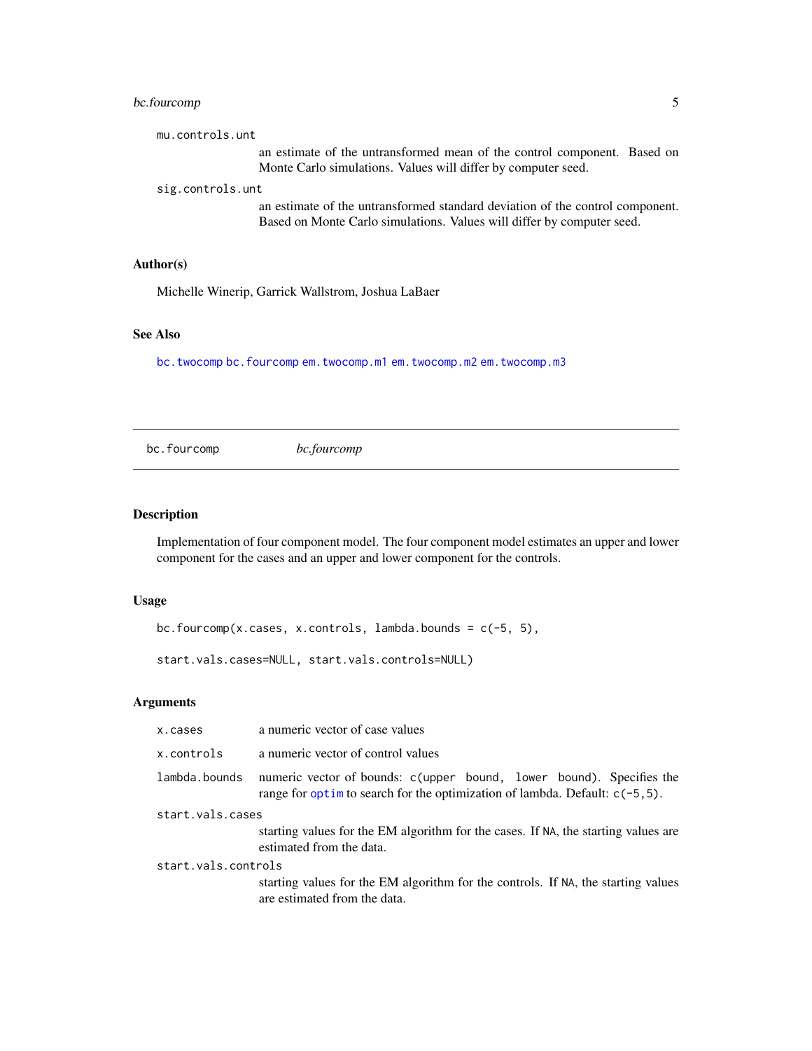mu.controls.unt
: an estimate of the untransformed mean of the control component. Based on Monte Carlo simulations. Values will differ by computer seed.

sig.controls.unt
: an estimate of the untransformed standard deviation of the control component. Based on Monte Carlo simulations. Values will differ by computer seed.

### Author(s)

Michelle Winerip, Garrick Wallstrom, Joshua LaBaer

### See Also

`bc.twocomp` `bc.fourcomp` `em.twocomp.m1` `em.twocomp.m2` `em.twocomp.m3`

---

## bc.fourcomp *bc.fourcomp*

---

### Description

Implementation of four component model. The four component model estimates an upper and lower component for the cases and an upper and lower component for the controls.

### Usage

```
bc.fourcomp(x.cases, x.controls, lambda.bounds = c(-5, 5),

start.vals.cases=NULL, start.vals.controls=NULL)
```

### Arguments

| | |
|---|---|
| `x.cases` | a numeric vector of case values |
| `x.controls` | a numeric vector of control values |
| `lambda.bounds` | numeric vector of bounds: `c(upper bound, lower bound)`. Specifies the range for `optim` to search for the optimization of lambda. Default: `c(-5,5)`. |
| `start.vals.cases` | starting values for the EM algorithm for the cases. If `NA`, the starting values are estimated from the data. |
| `start.vals.controls` | starting values for the EM algorithm for the controls. If `NA`, the starting values are estimated from the data. |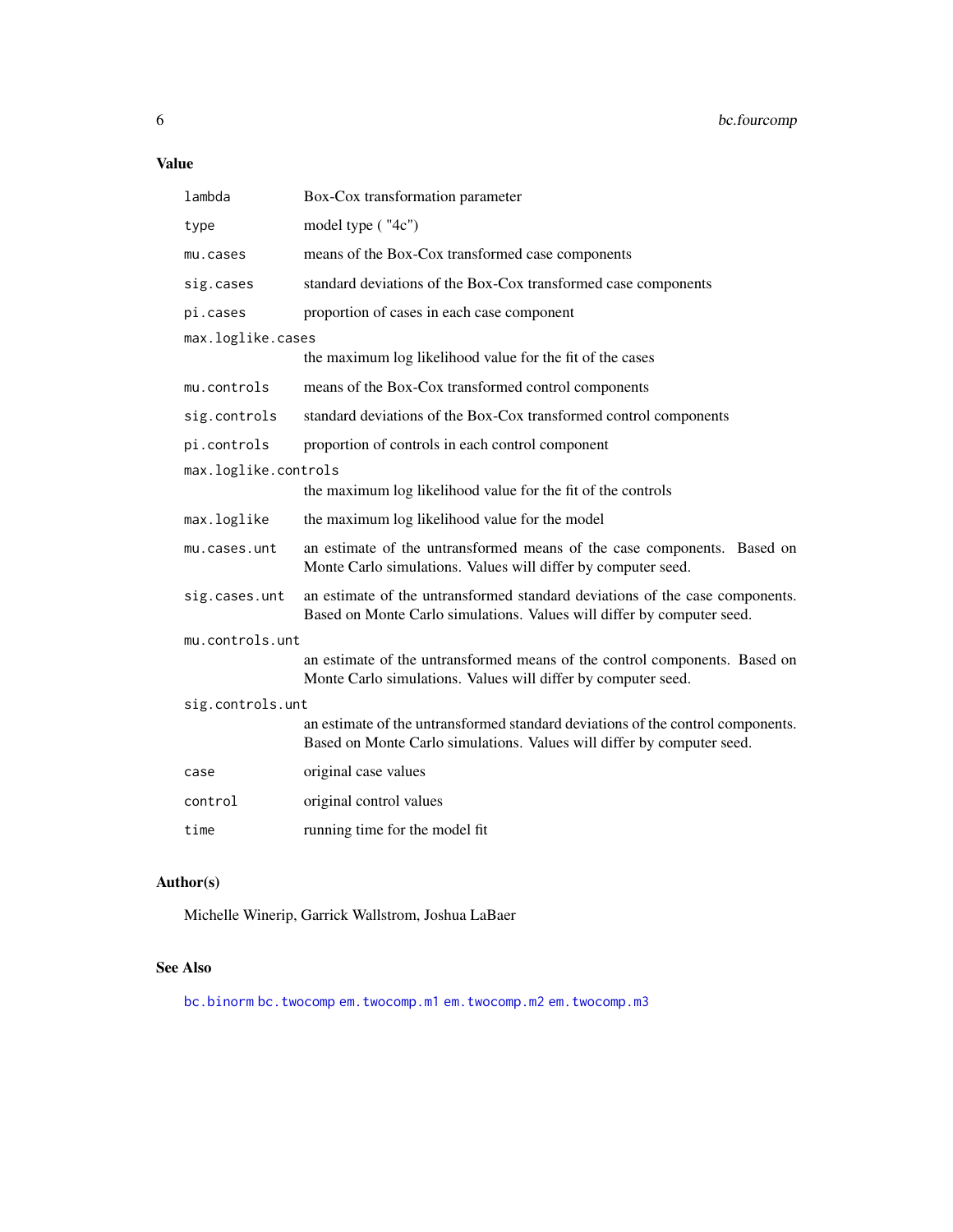### Value

| | |
|---|---|
| `lambda` | Box-Cox transformation parameter |
| `type` | model type ( "4c") |
| `mu.cases` | means of the Box-Cox transformed case components |
| `sig.cases` | standard deviations of the Box-Cox transformed case components |
| `pi.cases` | proportion of cases in each case component |
| `max.loglike.cases` | the maximum log likelihood value for the fit of the cases |
| `mu.controls` | means of the Box-Cox transformed control components |
| `sig.controls` | standard deviations of the Box-Cox transformed control components |
| `pi.controls` | proportion of controls in each control component |
| `max.loglike.controls` | the maximum log likelihood value for the fit of the controls |
| `max.loglike` | the maximum log likelihood value for the model |
| `mu.cases.unt` | an estimate of the untransformed means of the case components. Based on Monte Carlo simulations. Values will differ by computer seed. |
| `sig.cases.unt` | an estimate of the untransformed standard deviations of the case components. Based on Monte Carlo simulations. Values will differ by computer seed. |
| `mu.controls.unt` | an estimate of the untransformed means of the control components. Based on Monte Carlo simulations. Values will differ by computer seed. |
| `sig.controls.unt` | an estimate of the untransformed standard deviations of the control components. Based on Monte Carlo simulations. Values will differ by computer seed. |
| `case` | original case values |
| `control` | original control values |
| `time` | running time for the model fit |

### Author(s)

Michelle Winerip, Garrick Wallstrom, Joshua LaBaer

### See Also

`bc.binorm` `bc.twocomp` `em.twocomp.m1` `em.twocomp.m2` `em.twocomp.m3`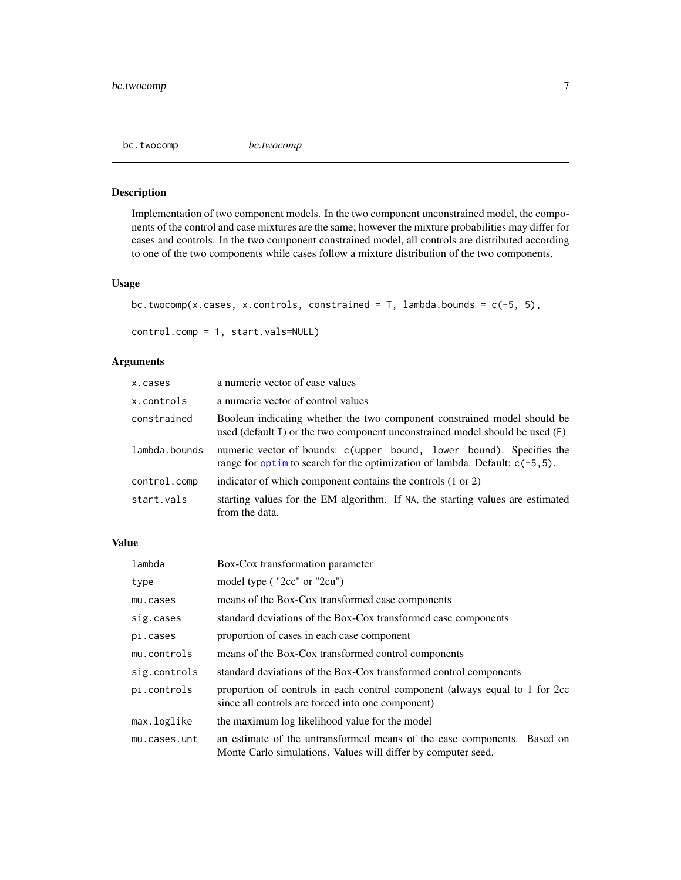## bc.twocomp *bc.twocomp*

### Description

Implementation of two component models. In the two component unconstrained model, the components of the control and case mixtures are the same; however the mixture probabilities may differ for cases and controls. In the two component constrained model, all controls are distributed according to one of the two components while cases follow a mixture distribution of the two components.

### Usage

```
bc.twocomp(x.cases, x.controls, constrained = T, lambda.bounds = c(-5, 5),

control.comp = 1, start.vals=NULL)
```

### Arguments

| | |
|---|---|
| x.cases | a numeric vector of case values |
| x.controls | a numeric vector of control values |
| constrained | Boolean indicating whether the two component constrained model should be used (default T) or the two component unconstrained model should be used (F) |
| lambda.bounds | numeric vector of bounds: c(upper bound, lower bound). Specifies the range for optim to search for the optimization of lambda. Default: c(-5,5). |
| control.comp | indicator of which component contains the controls (1 or 2) |
| start.vals | starting values for the EM algorithm. If NA, the starting values are estimated from the data. |

### Value

| | |
|---|---|
| lambda | Box-Cox transformation parameter |
| type | model type ( "2cc" or "2cu") |
| mu.cases | means of the Box-Cox transformed case components |
| sig.cases | standard deviations of the Box-Cox transformed case components |
| pi.cases | proportion of cases in each case component |
| mu.controls | means of the Box-Cox transformed control components |
| sig.controls | standard deviations of the Box-Cox transformed control components |
| pi.controls | proportion of controls in each control component (always equal to 1 for 2cc since all controls are forced into one component) |
| max.loglike | the maximum log likelihood value for the model |
| mu.cases.unt | an estimate of the untransformed means of the case components. Based on Monte Carlo simulations. Values will differ by computer seed. |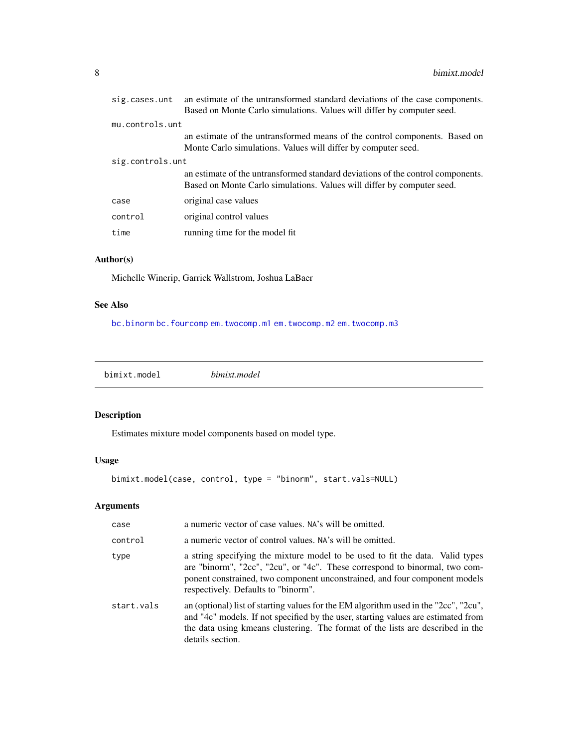| | |
|---|---|
| sig.cases.unt | an estimate of the untransformed standard deviations of the case components. Based on Monte Carlo simulations. Values will differ by computer seed. |
| mu.controls.unt | an estimate of the untransformed means of the control components. Based on Monte Carlo simulations. Values will differ by computer seed. |
| sig.controls.unt | an estimate of the untransformed standard deviations of the control components. Based on Monte Carlo simulations. Values will differ by computer seed. |
| case | original case values |
| control | original control values |
| time | running time for the model fit |

## Author(s)

Michelle Winerip, Garrick Wallstrom, Joshua LaBaer

## See Also

bc.binorm bc.fourcomp em.twocomp.m1 em.twocomp.m2 em.twocomp.m3

---

# bimixt.model *bimixt.model*

---

## Description

Estimates mixture model components based on model type.

## Usage

```
bimixt.model(case, control, type = "binorm", start.vals=NULL)
```

## Arguments

| | |
|---|---|
| case | a numeric vector of case values. NA's will be omitted. |
| control | a numeric vector of control values. NA's will be omitted. |
| type | a string specifying the mixture model to be used to fit the data. Valid types are "binorm", "2cc", "2cu", or "4c". These correspond to binormal, two component constrained, two component unconstrained, and four component models respectively. Defaults to "binorm". |
| start.vals | an (optional) list of starting values for the EM algorithm used in the "2cc", "2cu", and "4c" models. If not specified by the user, starting values are estimated from the data using kmeans clustering. The format of the lists are described in the details section. |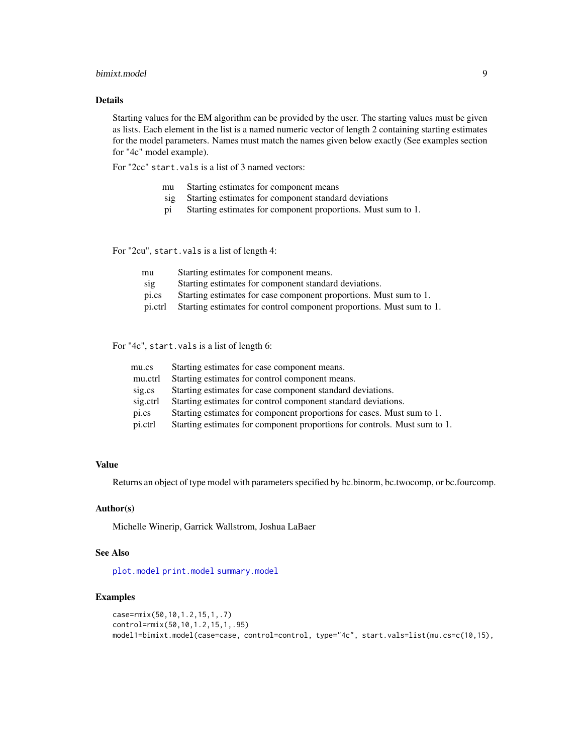### Details

Starting values for the EM algorithm can be provided by the user. The starting values must be given as lists. Each element in the list is a named numeric vector of length 2 containing starting estimates for the model parameters. Names must match the names given below exactly (See examples section for "4c" model example).

For "2cc" `start.vals` is a list of 3 named vectors:

| | |
|---|---|
| mu | Starting estimates for component means |
| sig | Starting estimates for component standard deviations |
| pi | Starting estimates for component proportions. Must sum to 1. |

For "2cu", `start.vals` is a list of length 4:

| | |
|---|---|
| mu | Starting estimates for component means. |
| sig | Starting estimates for component standard deviations. |
| pi.cs | Starting estimates for case component proportions. Must sum to 1. |
| pi.ctrl | Starting estimates for control component proportions. Must sum to 1. |

For "4c", `start.vals` is a list of length 6:

| | |
|---|---|
| mu.cs | Starting estimates for case component means. |
| mu.ctrl | Starting estimates for control component means. |
| sig.cs | Starting estimates for case component standard deviations. |
| sig.ctrl | Starting estimates for control component standard deviations. |
| pi.cs | Starting estimates for component proportions for cases. Must sum to 1. |
| pi.ctrl | Starting estimates for component proportions for controls. Must sum to 1. |

### Value

Returns an object of type model with parameters specified by bc.binorm, bc.twocomp, or bc.fourcomp.

### Author(s)

Michelle Winerip, Garrick Wallstrom, Joshua LaBaer

### See Also

`plot.model` `print.model` `summary.model`

### Examples

```
case=rmix(50,10,1.2,15,1,.7)
control=rmix(50,10,1.2,15,1,.95)
model1=bimixt.model(case=case, control=control, type="4c", start.vals=list(mu.cs=c(10,15),
```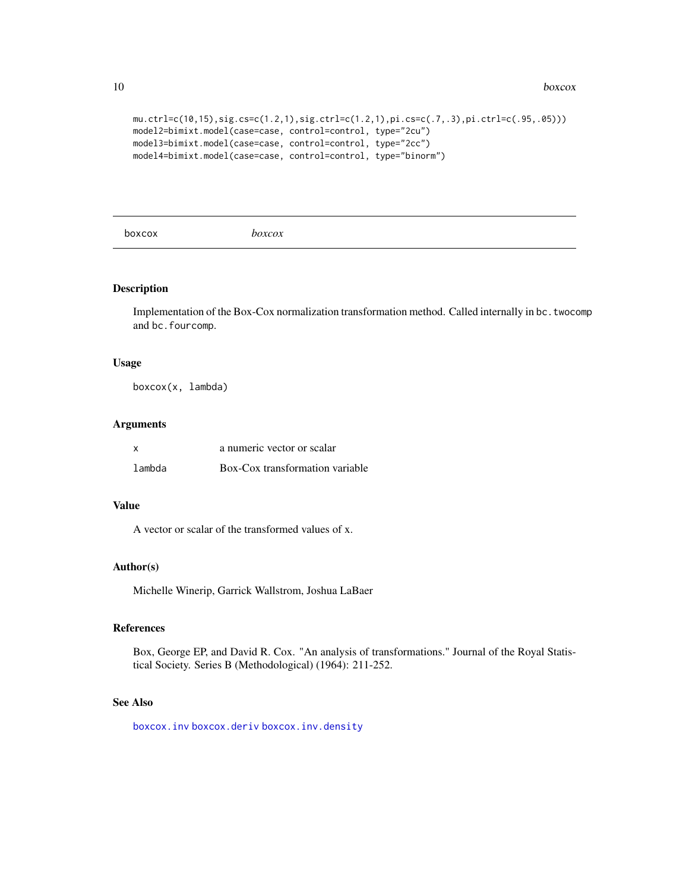```
mu.ctrl=c(10,15),sig.cs=c(1.2,1),sig.ctrl=c(1.2,1),pi.cs=c(.7,.3),pi.ctrl=c(.95,.05)))
model2=bimixt.model(case=case, control=control, type="2cu")
model3=bimixt.model(case=case, control=control, type="2cc")
model4=bimixt.model(case=case, control=control, type="binorm")
```

---

boxcox *boxcox*

---

## Description

Implementation of the Box-Cox normalization transformation method. Called internally in `bc.twocomp` and `bc.fourcomp`.

## Usage

```
boxcox(x, lambda)
```

## Arguments

| | |
|---|---|
| x | a numeric vector or scalar |
| lambda | Box-Cox transformation variable |

## Value

A vector or scalar of the transformed values of x.

## Author(s)

Michelle Winerip, Garrick Wallstrom, Joshua LaBaer

## References

Box, George EP, and David R. Cox. "An analysis of transformations." Journal of the Royal Statistical Society. Series B (Methodological) (1964): 211-252.

## See Also

`boxcox.inv` `boxcox.deriv` `boxcox.inv.density`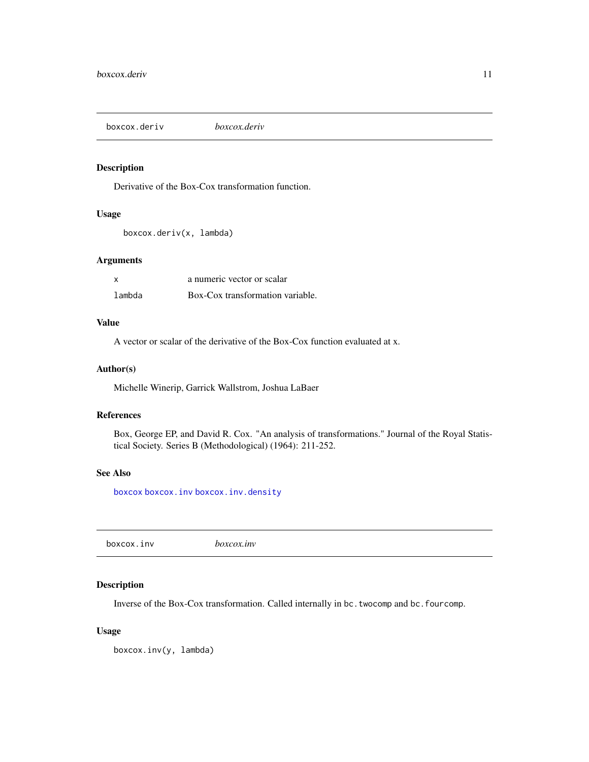## boxcox.deriv *boxcox.deriv*

### Description

Derivative of the Box-Cox transformation function.

### Usage

```
boxcox.deriv(x, lambda)
```

### Arguments

| | |
|---|---|
| x | a numeric vector or scalar |
| lambda | Box-Cox transformation variable. |

### Value

A vector or scalar of the derivative of the Box-Cox function evaluated at x.

### Author(s)

Michelle Winerip, Garrick Wallstrom, Joshua LaBaer

### References

Box, George EP, and David R. Cox. "An analysis of transformations." Journal of the Royal Statistical Society. Series B (Methodological) (1964): 211-252.

### See Also

boxcox boxcox.inv boxcox.inv.density

## boxcox.inv *boxcox.inv*

### Description

Inverse of the Box-Cox transformation. Called internally in `bc.twocomp` and `bc.fourcomp`.

### Usage

```
boxcox.inv(y, lambda)
```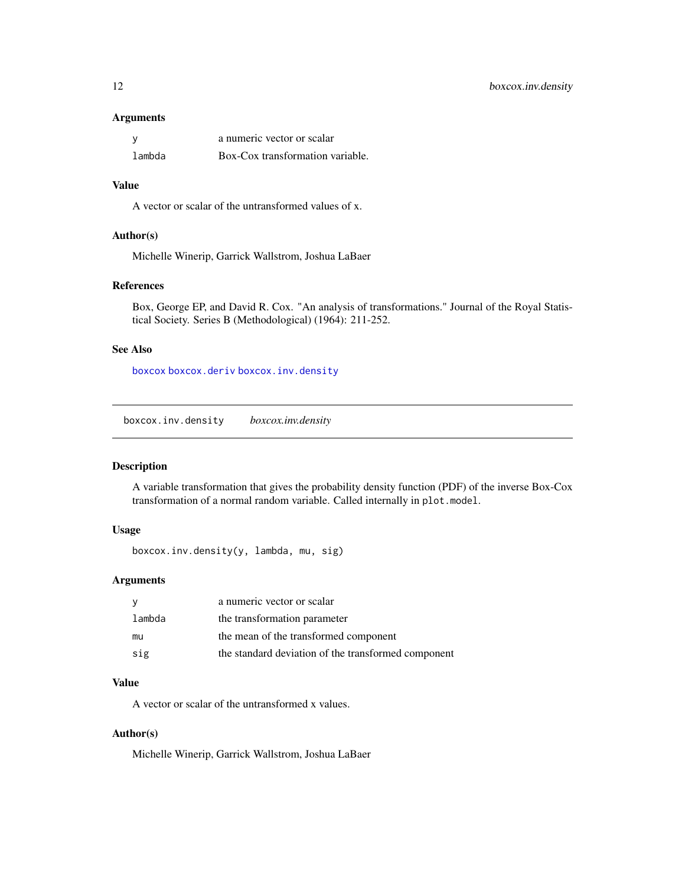### Arguments

| | |
|---|---|
| y | a numeric vector or scalar |
| lambda | Box-Cox transformation variable. |

### Value

A vector or scalar of the untransformed values of x.

### Author(s)

Michelle Winerip, Garrick Wallstrom, Joshua LaBaer

### References

Box, George EP, and David R. Cox. "An analysis of transformations." Journal of the Royal Statistical Society. Series B (Methodological) (1964): 211-252.

### See Also

boxcox boxcox.deriv boxcox.inv.density

---

## boxcox.inv.density &nbsp;&nbsp;&nbsp; *boxcox.inv.density*

### Description

A variable transformation that gives the probability density function (PDF) of the inverse Box-Cox transformation of a normal random variable. Called internally in `plot.model`.

### Usage

```
boxcox.inv.density(y, lambda, mu, sig)
```

### Arguments

| | |
|---|---|
| y | a numeric vector or scalar |
| lambda | the transformation parameter |
| mu | the mean of the transformed component |
| sig | the standard deviation of the transformed component |

### Value

A vector or scalar of the untransformed x values.

### Author(s)

Michelle Winerip, Garrick Wallstrom, Joshua LaBaer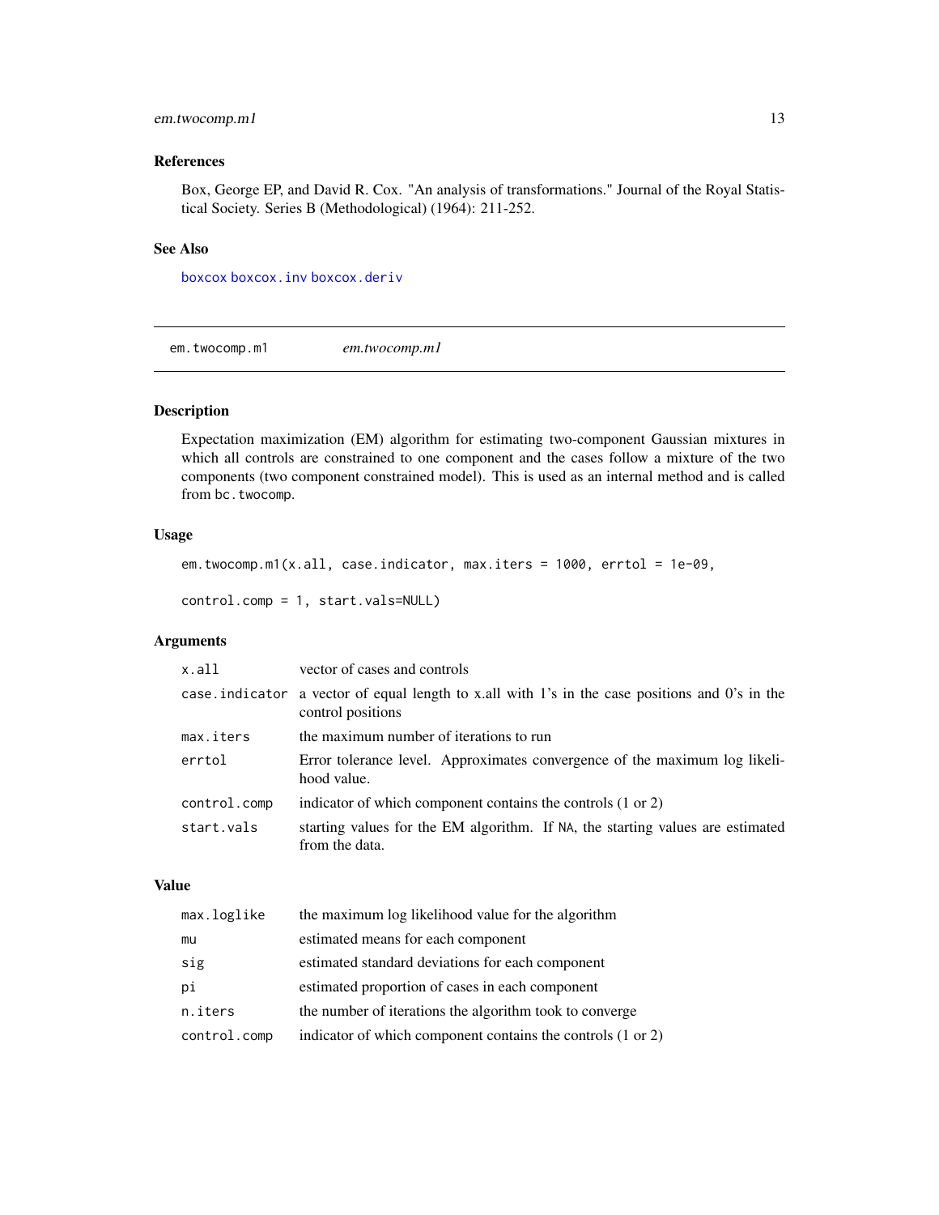### References

Box, George EP, and David R. Cox. "An analysis of transformations." Journal of the Royal Statistical Society. Series B (Methodological) (1964): 211-252.

### See Also

`boxcox` `boxcox.inv` `boxcox.deriv`

---

## em.twocomp.m1 *em.twocomp.m1*

---

### Description

Expectation maximization (EM) algorithm for estimating two-component Gaussian mixtures in which all controls are constrained to one component and the cases follow a mixture of the two components (two component constrained model). This is used as an internal method and is called from `bc.twocomp`.

### Usage

```
em.twocomp.m1(x.all, case.indicator, max.iters = 1000, errtol = 1e-09,

control.comp = 1, start.vals=NULL)
```

### Arguments

| | |
|---|---|
| `x.all` | vector of cases and controls |
| `case.indicator` | a vector of equal length to x.all with 1's in the case positions and 0's in the control positions |
| `max.iters` | the maximum number of iterations to run |
| `errtol` | Error tolerance level. Approximates convergence of the maximum log likelihood value. |
| `control.comp` | indicator of which component contains the controls (1 or 2) |
| `start.vals` | starting values for the EM algorithm. If `NA`, the starting values are estimated from the data. |

### Value

| | |
|---|---|
| `max.loglike` | the maximum log likelihood value for the algorithm |
| `mu` | estimated means for each component |
| `sig` | estimated standard deviations for each component |
| `pi` | estimated proportion of cases in each component |
| `n.iters` | the number of iterations the algorithm took to converge |
| `control.comp` | indicator of which component contains the controls (1 or 2) |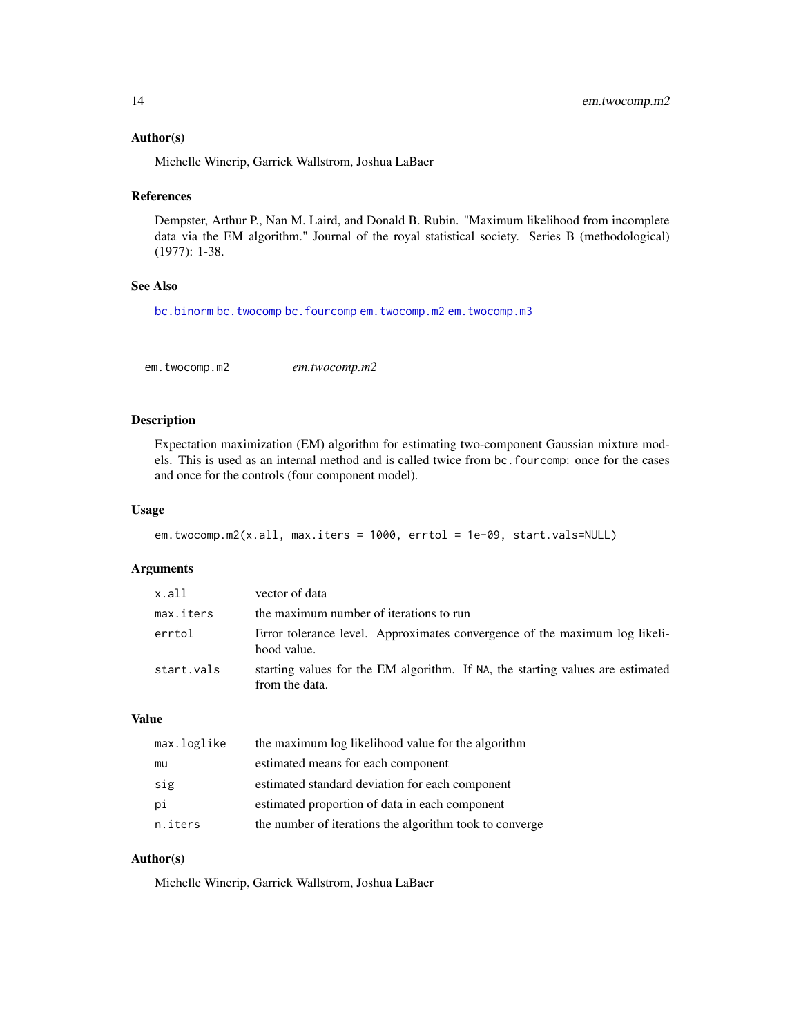### Author(s)

Michelle Winerip, Garrick Wallstrom, Joshua LaBaer

### References

Dempster, Arthur P., Nan M. Laird, and Donald B. Rubin. "Maximum likelihood from incomplete data via the EM algorithm." Journal of the royal statistical society. Series B (methodological) (1977): 1-38.

### See Also

bc.binorm bc.twocomp bc.fourcomp em.twocomp.m2 em.twocomp.m3

---

## em.twocomp.m2 *em.twocomp.m2*

### Description

Expectation maximization (EM) algorithm for estimating two-component Gaussian mixture models. This is used as an internal method and is called twice from bc.fourcomp: once for the cases and once for the controls (four component model).

### Usage

```
em.twocomp.m2(x.all, max.iters = 1000, errtol = 1e-09, start.vals=NULL)
```

### Arguments

| | |
|---|---|
| x.all | vector of data |
| max.iters | the maximum number of iterations to run |
| errtol | Error tolerance level. Approximates convergence of the maximum log likelihood value. |
| start.vals | starting values for the EM algorithm. If NA, the starting values are estimated from the data. |

### Value

| | |
|---|---|
| max.loglike | the maximum log likelihood value for the algorithm |
| mu | estimated means for each component |
| sig | estimated standard deviation for each component |
| pi | estimated proportion of data in each component |
| n.iters | the number of iterations the algorithm took to converge |

### Author(s)

Michelle Winerip, Garrick Wallstrom, Joshua LaBaer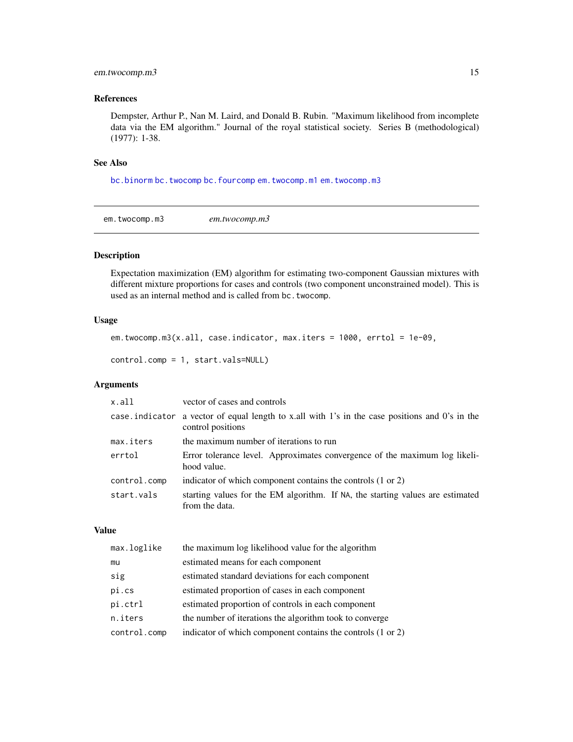### References

Dempster, Arthur P., Nan M. Laird, and Donald B. Rubin. "Maximum likelihood from incomplete data via the EM algorithm." Journal of the royal statistical society. Series B (methodological) (1977): 1-38.

### See Also

bc.binorm bc.twocomp bc.fourcomp em.twocomp.m1 em.twocomp.m3

---

## em.twocomp.m3 *em.twocomp.m3*

---

### Description

Expectation maximization (EM) algorithm for estimating two-component Gaussian mixtures with different mixture proportions for cases and controls (two component unconstrained model). This is used as an internal method and is called from `bc.twocomp`.

### Usage

```
em.twocomp.m3(x.all, case.indicator, max.iters = 1000, errtol = 1e-09,

control.comp = 1, start.vals=NULL)
```

### Arguments

| | |
|---|---|
| `x.all` | vector of cases and controls |
| `case.indicator` | a vector of equal length to x.all with 1's in the case positions and 0's in the control positions |
| `max.iters` | the maximum number of iterations to run |
| `errtol` | Error tolerance level. Approximates convergence of the maximum log likelihood value. |
| `control.comp` | indicator of which component contains the controls (1 or 2) |
| `start.vals` | starting values for the EM algorithm. If `NA`, the starting values are estimated from the data. |

### Value

| | |
|---|---|
| `max.loglike` | the maximum log likelihood value for the algorithm |
| `mu` | estimated means for each component |
| `sig` | estimated standard deviations for each component |
| `pi.cs` | estimated proportion of cases in each component |
| `pi.ctrl` | estimated proportion of controls in each component |
| `n.iters` | the number of iterations the algorithm took to converge |
| `control.comp` | indicator of which component contains the controls (1 or 2) |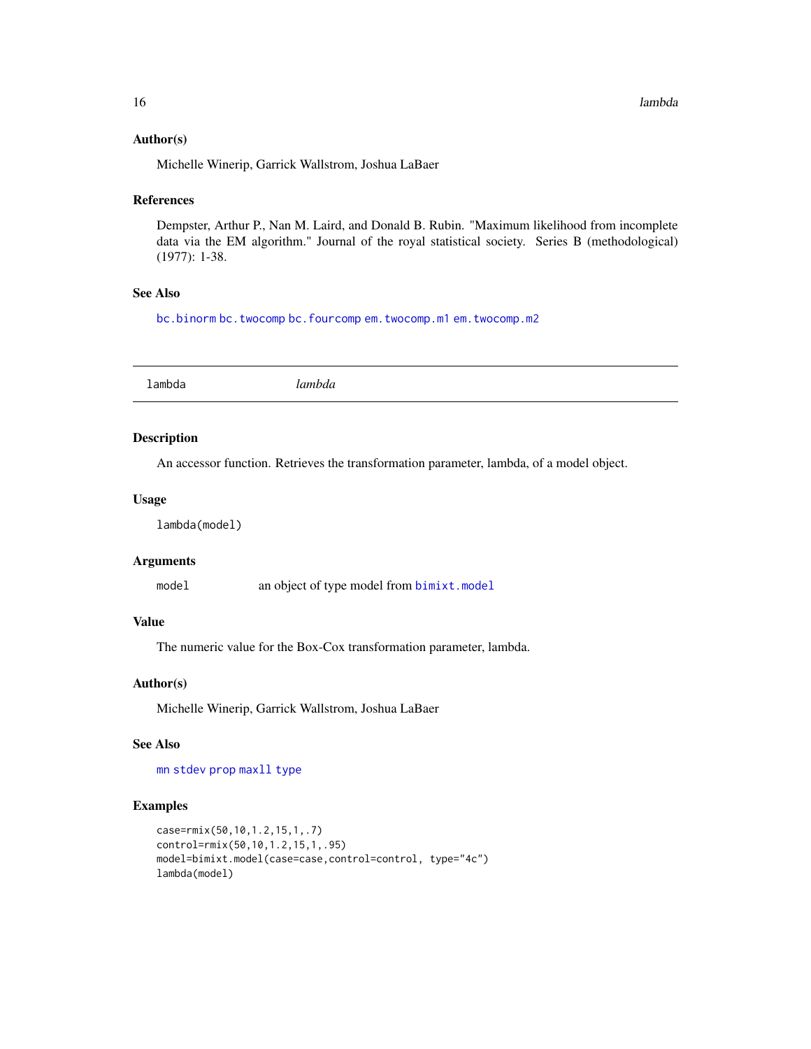### Author(s)

Michelle Winerip, Garrick Wallstrom, Joshua LaBaer

### References

Dempster, Arthur P., Nan M. Laird, and Donald B. Rubin. "Maximum likelihood from incomplete data via the EM algorithm." Journal of the royal statistical society. Series B (methodological) (1977): 1-38.

### See Also

`bc.binorm` `bc.twocomp` `bc.fourcomp` `em.twocomp.m1` `em.twocomp.m2`

---

## lambda *lambda*

---

### Description

An accessor function. Retrieves the transformation parameter, lambda, of a model object.

### Usage

```
lambda(model)
```

### Arguments

| | |
|---|---|
| `model` | an object of type model from `bimixt.model` |

### Value

The numeric value for the Box-Cox transformation parameter, lambda.

### Author(s)

Michelle Winerip, Garrick Wallstrom, Joshua LaBaer

### See Also

`mn` `stdev` `prop` `maxll` `type`

### Examples

```
case=rmix(50,10,1.2,15,1,.7)
control=rmix(50,10,1.2,15,1,.95)
model=bimixt.model(case=case,control=control, type="4c")
lambda(model)
```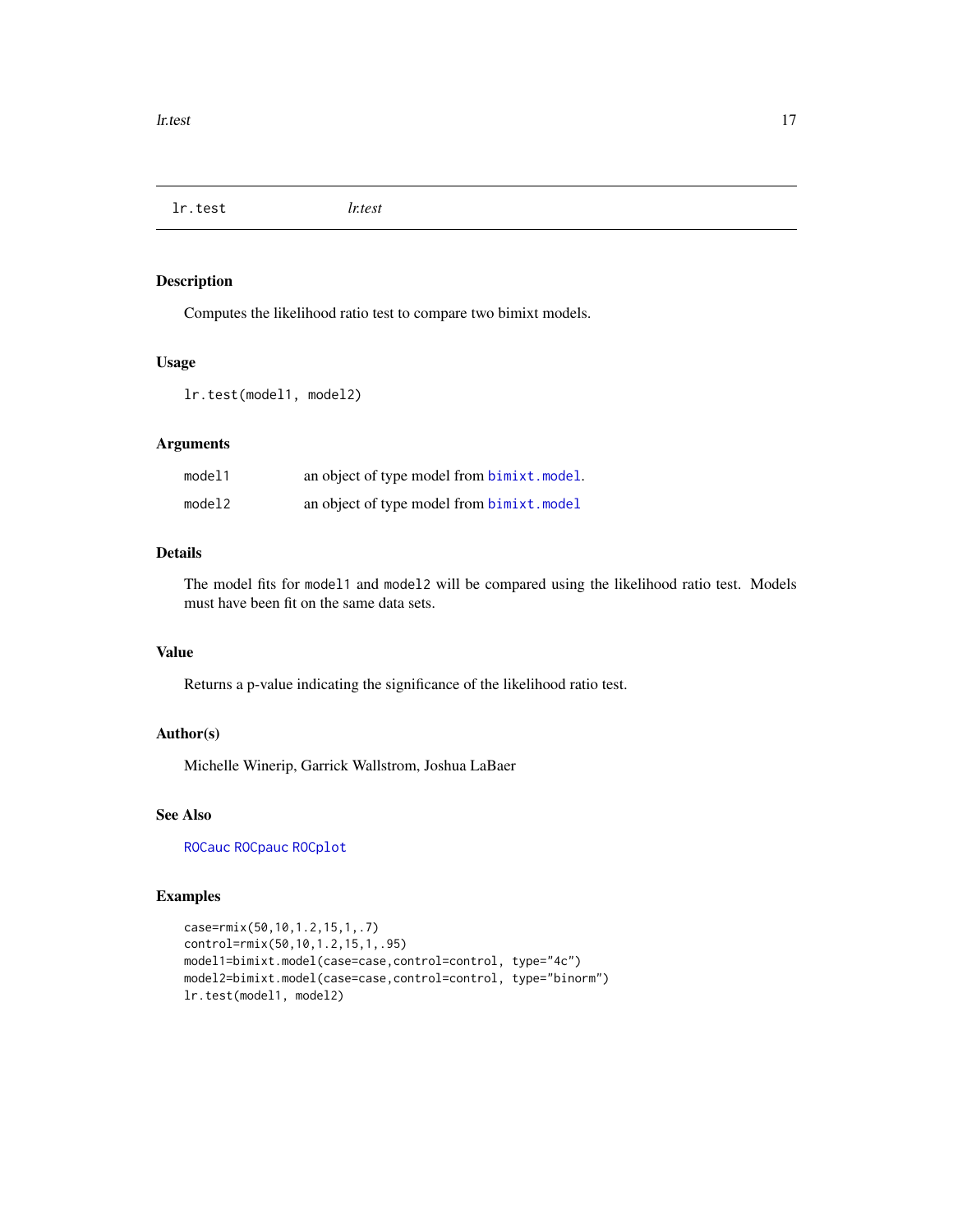# lr.test *lr.test*

## Description

Computes the likelihood ratio test to compare two bimixt models.

## Usage

```
lr.test(model1, model2)
```

## Arguments

| | |
|---|---|
| model1 | an object of type model from bimixt.model. |
| model2 | an object of type model from bimixt.model |

## Details

The model fits for `model1` and `model2` will be compared using the likelihood ratio test. Models must have been fit on the same data sets.

## Value

Returns a p-value indicating the significance of the likelihood ratio test.

## Author(s)

Michelle Winerip, Garrick Wallstrom, Joshua LaBaer

## See Also

ROCauc ROCpauc ROCplot

## Examples

```
case=rmix(50,10,1.2,15,1,.7)
control=rmix(50,10,1.2,15,1,.95)
model1=bimixt.model(case=case,control=control, type="4c")
model2=bimixt.model(case=case,control=control, type="binorm")
lr.test(model1, model2)
```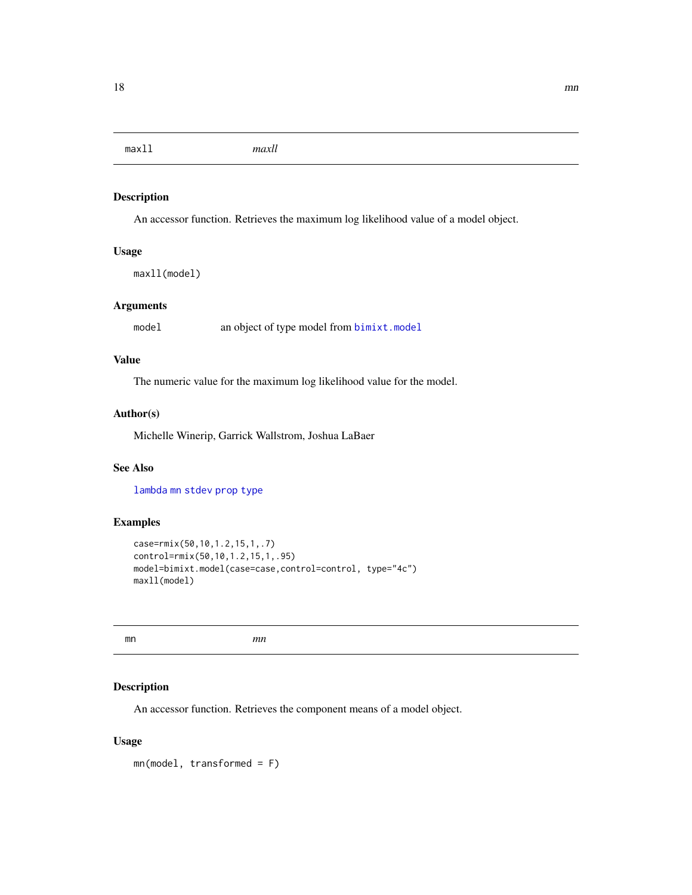## maxll *maxll*

### Description

An accessor function. Retrieves the maximum log likelihood value of a model object.

### Usage

```
maxll(model)
```

### Arguments

| | |
|---|---|
| model | an object of type model from bimixt.model |

### Value

The numeric value for the maximum log likelihood value for the model.

### Author(s)

Michelle Winerip, Garrick Wallstrom, Joshua LaBaer

### See Also

lambda mn stdev prop type

### Examples

```
case=rmix(50,10,1.2,15,1,.7)
control=rmix(50,10,1.2,15,1,.95)
model=bimixt.model(case=case,control=control, type="4c")
maxll(model)
```

## mn *mn*

### Description

An accessor function. Retrieves the component means of a model object.

### Usage

```
mn(model, transformed = F)
```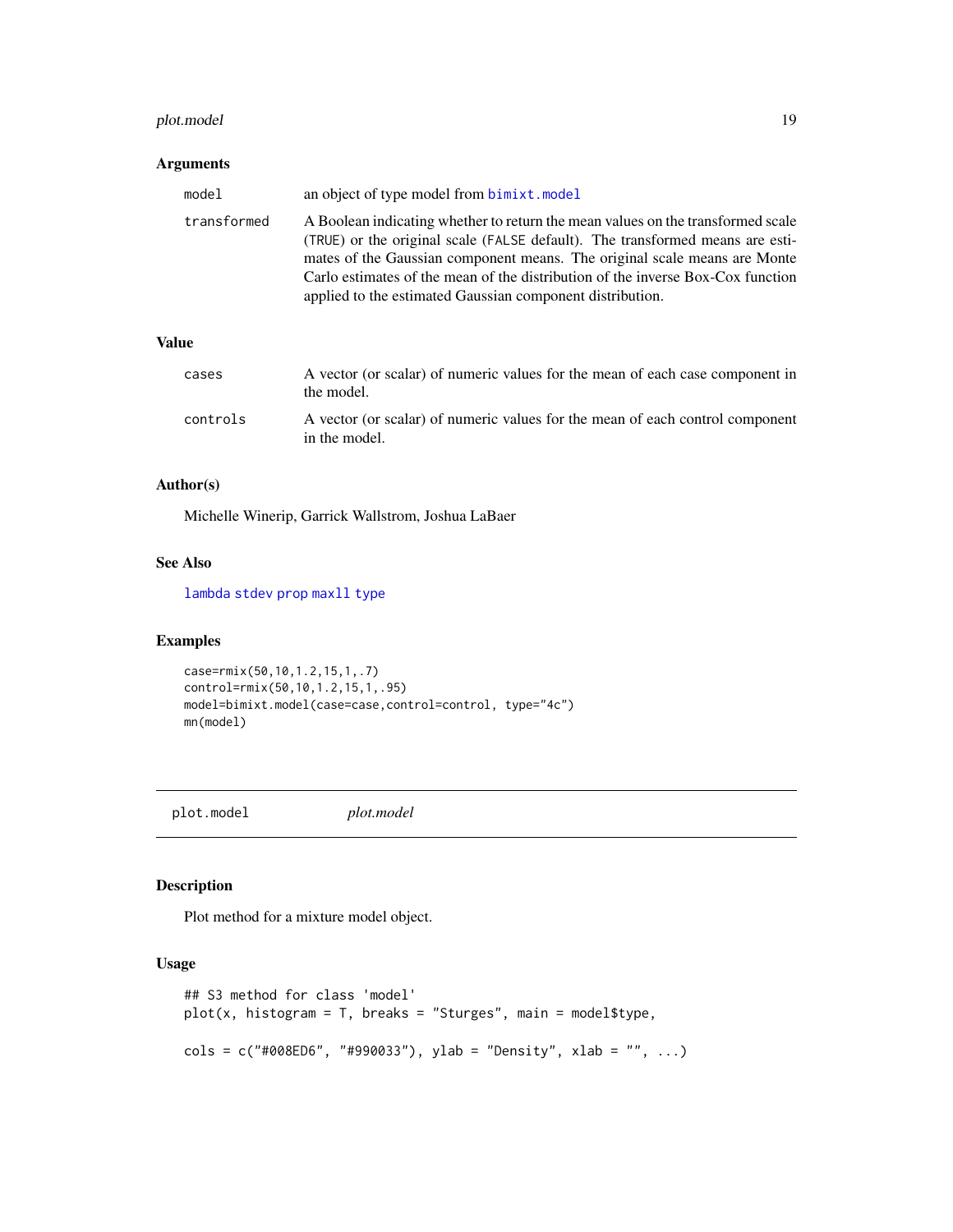### Arguments

| | |
|---|---|
| model | an object of type model from bimixt.model |
| transformed | A Boolean indicating whether to return the mean values on the transformed scale (TRUE) or the original scale (FALSE default). The transformed means are estimates of the Gaussian component means. The original scale means are Monte Carlo estimates of the mean of the distribution of the inverse Box-Cox function applied to the estimated Gaussian component distribution. |

### Value

| | |
|---|---|
| cases | A vector (or scalar) of numeric values for the mean of each case component in the model. |
| controls | A vector (or scalar) of numeric values for the mean of each control component in the model. |

### Author(s)

Michelle Winerip, Garrick Wallstrom, Joshua LaBaer

### See Also

lambda stdev prop maxll type

### Examples

```
case=rmix(50,10,1.2,15,1,.7)
control=rmix(50,10,1.2,15,1,.95)
model=bimixt.model(case=case,control=control, type="4c")
mn(model)
```

## plot.model *plot.model*

### Description

Plot method for a mixture model object.

### Usage

```
## S3 method for class 'model'
plot(x, histogram = T, breaks = "Sturges", main = model$type,

cols = c("#008ED6", "#990033"), ylab = "Density", xlab = "", ...)
```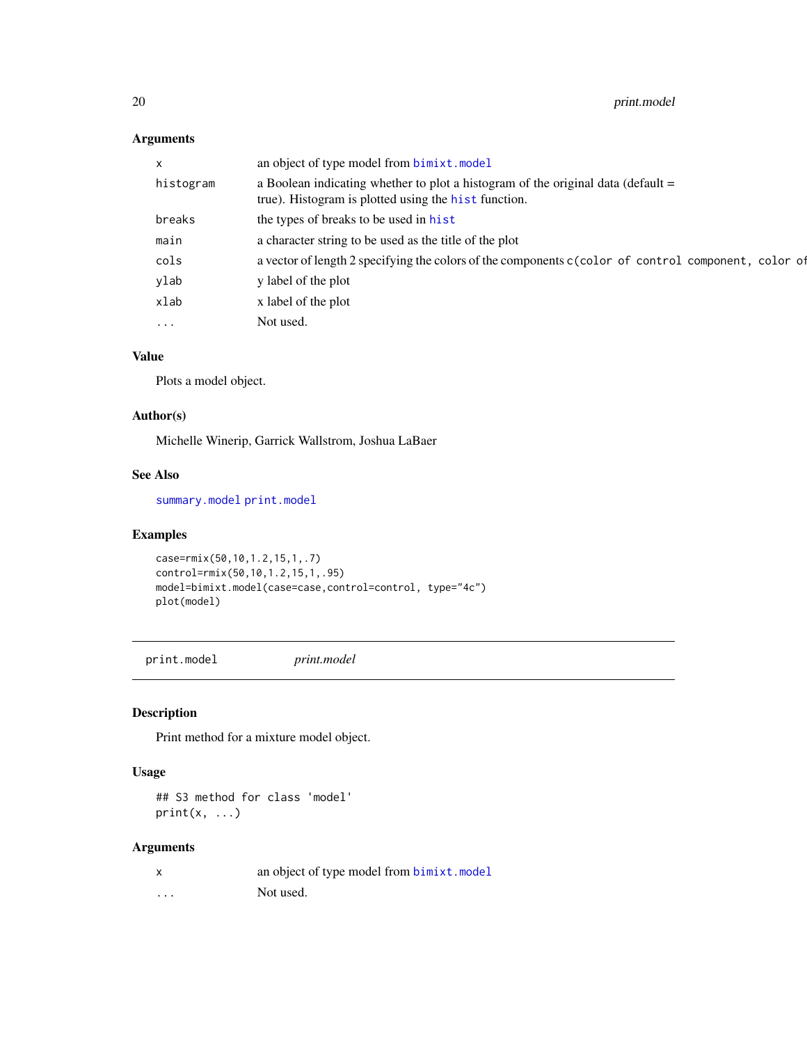### Arguments

| | |
|---|---|
| x | an object of type model from bimixt.model |
| histogram | a Boolean indicating whether to plot a histogram of the original data (default = true). Histogram is plotted using the hist function. |
| breaks | the types of breaks to be used in hist |
| main | a character string to be used as the title of the plot |
| cols | a vector of length 2 specifying the colors of the components c(color of control component, color of |
| ylab | y label of the plot |
| xlab | x label of the plot |
| ... | Not used. |

### Value

Plots a model object.

### Author(s)

Michelle Winerip, Garrick Wallstrom, Joshua LaBaer

### See Also

summary.model print.model

### Examples

```
case=rmix(50,10,1.2,15,1,.7)
control=rmix(50,10,1.2,15,1,.95)
model=bimixt.model(case=case,control=control, type="4c")
plot(model)
```

---

## print.model — *print.model*

### Description

Print method for a mixture model object.

### Usage

```
## S3 method for class 'model'
print(x, ...)
```

### Arguments

| | |
|---|---|
| x | an object of type model from bimixt.model |
| ... | Not used. |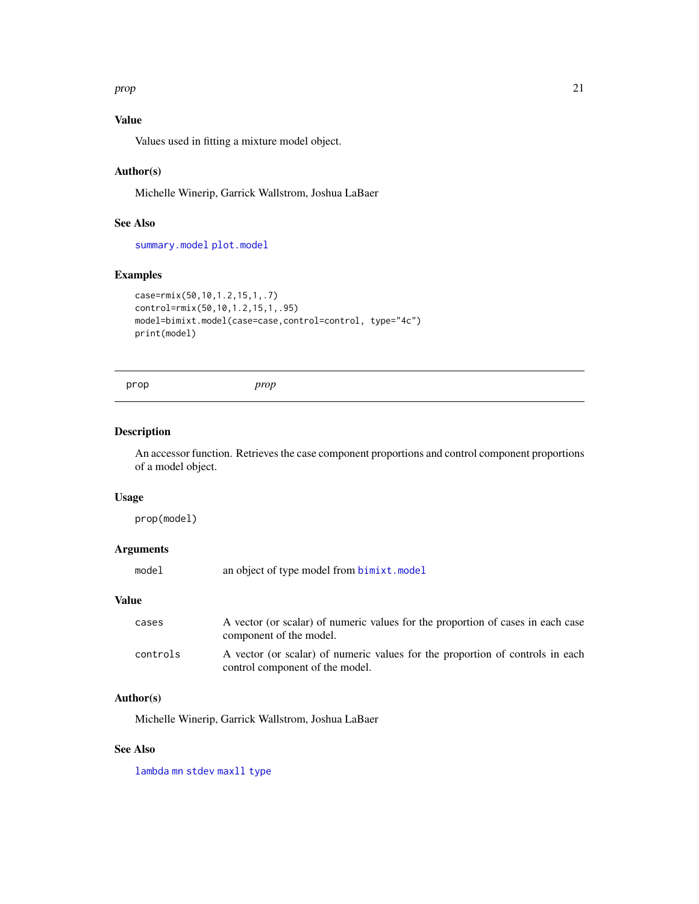### Value

Values used in fitting a mixture model object.

### Author(s)

Michelle Winerip, Garrick Wallstrom, Joshua LaBaer

### See Also

summary.model plot.model

### Examples

```
case=rmix(50,10,1.2,15,1,.7)
control=rmix(50,10,1.2,15,1,.95)
model=bimixt.model(case=case,control=control, type="4c")
print(model)
```

---

## prop *prop*

### Description

An accessor function. Retrieves the case component proportions and control component proportions of a model object.

### Usage

```
prop(model)
```

### Arguments

| | |
|---|---|
| model | an object of type model from bimixt.model |

### Value

| | |
|---|---|
| cases | A vector (or scalar) of numeric values for the proportion of cases in each case component of the model. |
| controls | A vector (or scalar) of numeric values for the proportion of controls in each control component of the model. |

### Author(s)

Michelle Winerip, Garrick Wallstrom, Joshua LaBaer

### See Also

lambda mn stdev maxll type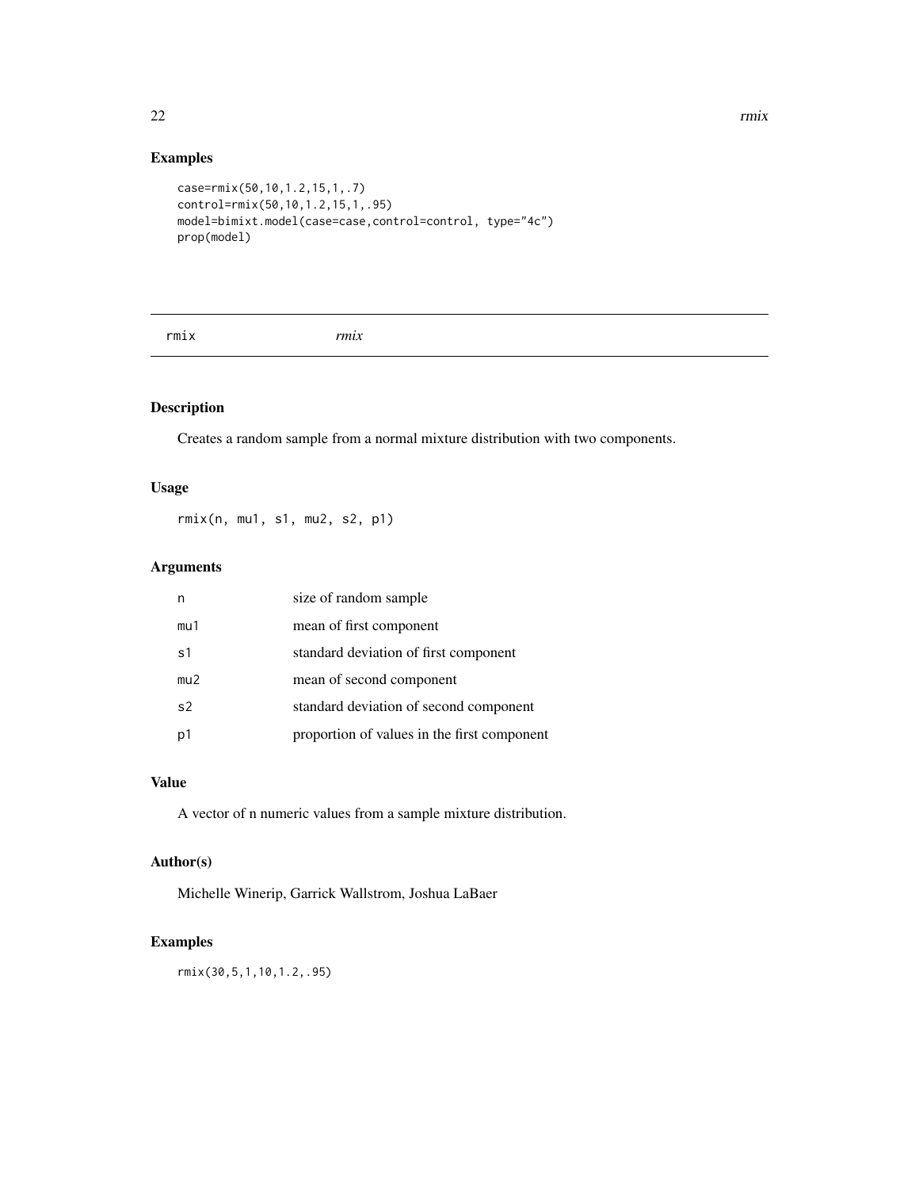## Examples

```
case=rmix(50,10,1.2,15,1,.7)
control=rmix(50,10,1.2,15,1,.95)
model=bimixt.model(case=case,control=control, type="4c")
prop(model)
```

---

# rmix *rmix*

---

## Description

Creates a random sample from a normal mixture distribution with two components.

## Usage

```
rmix(n, mu1, s1, mu2, s2, p1)
```

## Arguments

| | |
|---|---|
| n | size of random sample |
| mu1 | mean of first component |
| s1 | standard deviation of first component |
| mu2 | mean of second component |
| s2 | standard deviation of second component |
| p1 | proportion of values in the first component |

## Value

A vector of n numeric values from a sample mixture distribution.

## Author(s)

Michelle Winerip, Garrick Wallstrom, Joshua LaBaer

## Examples

```
rmix(30,5,1,10,1.2,.95)
```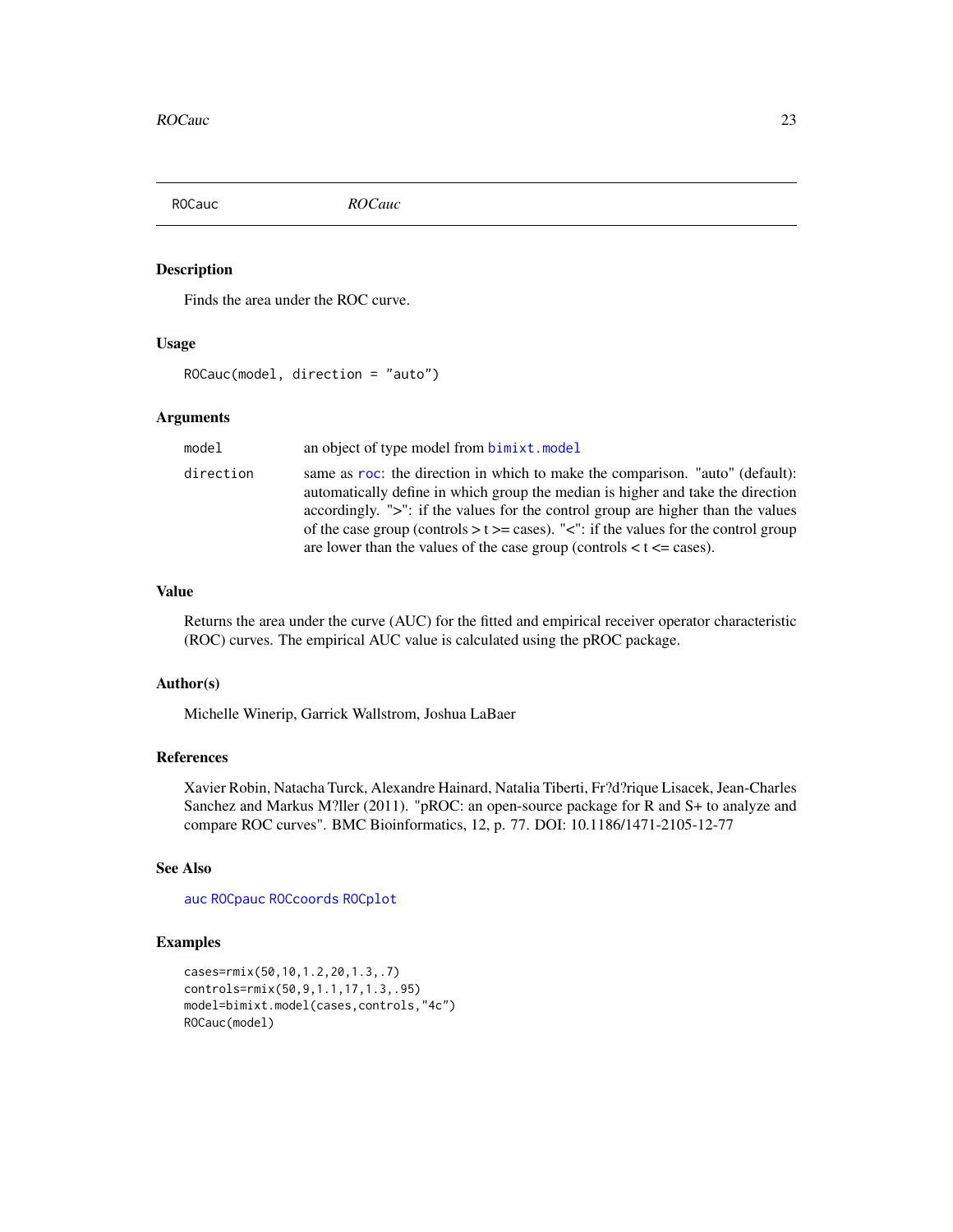ROCauc *ROCauc*

## Description

Finds the area under the ROC curve.

## Usage

```
ROCauc(model, direction = "auto")
```

## Arguments

| | |
|---|---|
| model | an object of type model from bimixt.model |
| direction | same as roc: the direction in which to make the comparison. "auto" (default): automatically define in which group the median is higher and take the direction accordingly. ">": if the values for the control group are higher than the values of the case group (controls > t >= cases). "<": if the values for the control group are lower than the values of the case group (controls < t <= cases). |

## Value

Returns the area under the curve (AUC) for the fitted and empirical receiver operator characteristic (ROC) curves. The empirical AUC value is calculated using the pROC package.

## Author(s)

Michelle Winerip, Garrick Wallstrom, Joshua LaBaer

## References

Xavier Robin, Natacha Turck, Alexandre Hainard, Natalia Tiberti, Fr?d?rique Lisacek, Jean-Charles Sanchez and Markus M?ller (2011). "pROC: an open-source package for R and S+ to analyze and compare ROC curves". BMC Bioinformatics, 12, p. 77. DOI: 10.1186/1471-2105-12-77

## See Also

auc ROCpauc ROCcoords ROCplot

## Examples

```
cases=rmix(50,10,1.2,20,1.3,.7)
controls=rmix(50,9,1.1,17,1.3,.95)
model=bimixt.model(cases,controls,"4c")
ROCauc(model)
```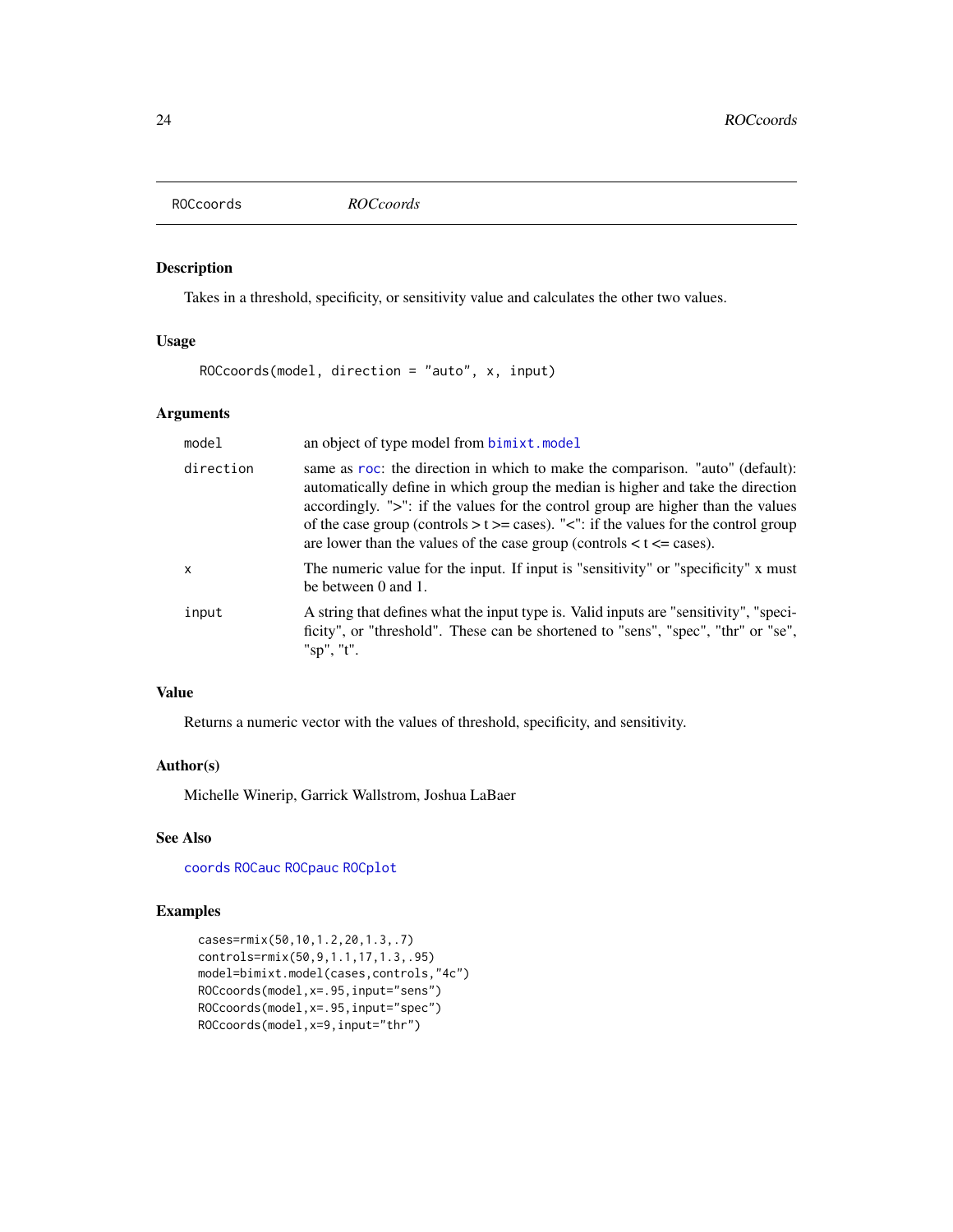# ROCcoords — *ROCcoords*

## Description

Takes in a threshold, specificity, or sensitivity value and calculates the other two values.

## Usage

```
ROCcoords(model, direction = "auto", x, input)
```

## Arguments

| | |
|---|---|
| model | an object of type model from bimixt.model |
| direction | same as roc: the direction in which to make the comparison. "auto" (default): automatically define in which group the median is higher and take the direction accordingly. ">": if the values for the control group are higher than the values of the case group (controls > t >= cases). "<": if the values for the control group are lower than the values of the case group (controls < t <= cases). |
| x | The numeric value for the input. If input is "sensitivity" or "specificity" x must be between 0 and 1. |
| input | A string that defines what the input type is. Valid inputs are "sensitivity", "specificity", or "threshold". These can be shortened to "sens", "spec", "thr" or "se", "sp", "t". |

## Value

Returns a numeric vector with the values of threshold, specificity, and sensitivity.

## Author(s)

Michelle Winerip, Garrick Wallstrom, Joshua LaBaer

## See Also

coords ROCauc ROCpauc ROCplot

## Examples

```
cases=rmix(50,10,1.2,20,1.3,.7)
controls=rmix(50,9,1.1,17,1.3,.95)
model=bimixt.model(cases,controls,"4c")
ROCcoords(model,x=.95,input="sens")
ROCcoords(model,x=.95,input="spec")
ROCcoords(model,x=9,input="thr")
```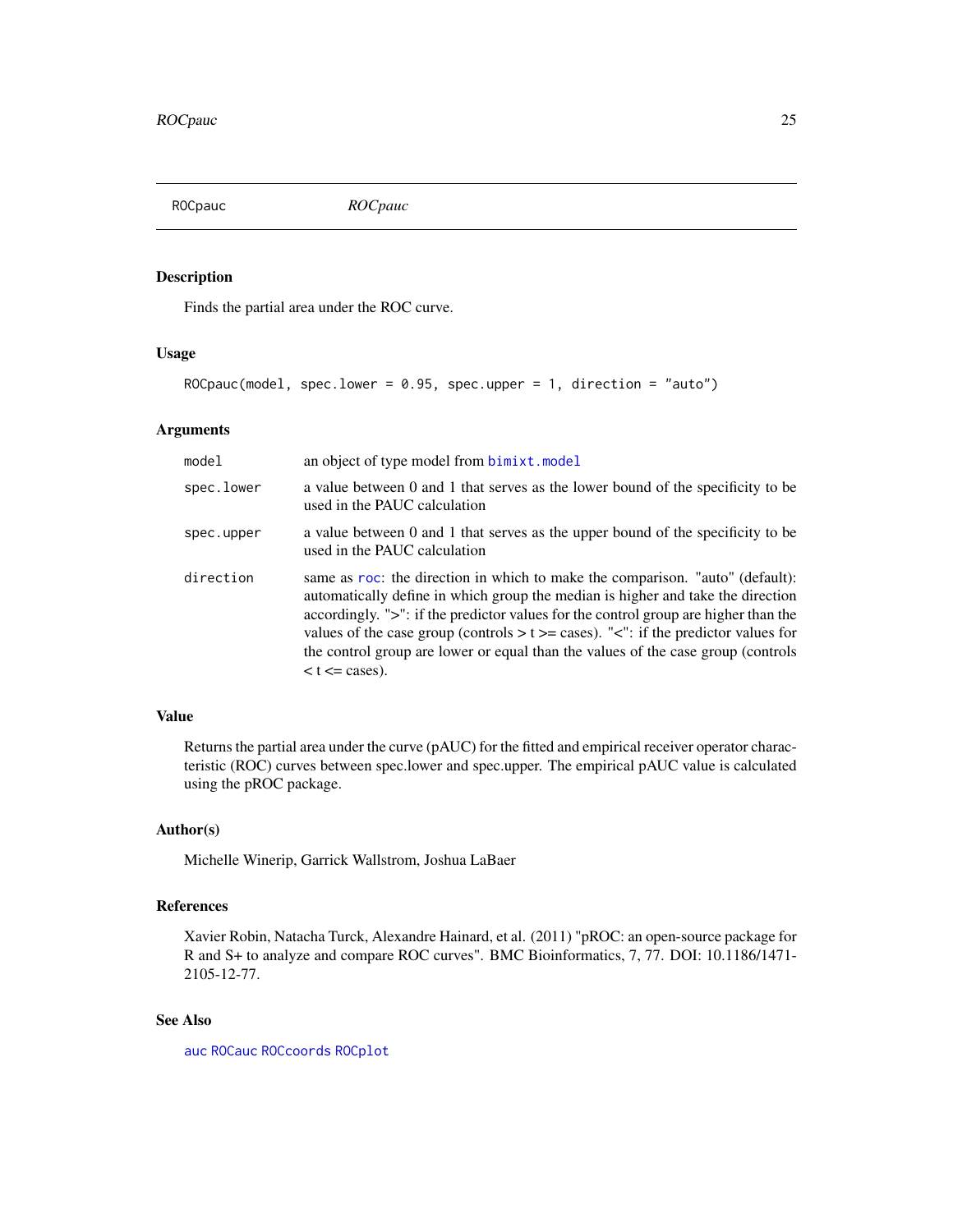# ROCpauc

*ROCpauc*

## Description

Finds the partial area under the ROC curve.

## Usage

```
ROCpauc(model, spec.lower = 0.95, spec.upper = 1, direction = "auto")
```

## Arguments

| | |
|---|---|
| model | an object of type model from bimixt.model |
| spec.lower | a value between 0 and 1 that serves as the lower bound of the specificity to be used in the PAUC calculation |
| spec.upper | a value between 0 and 1 that serves as the upper bound of the specificity to be used in the PAUC calculation |
| direction | same as roc: the direction in which to make the comparison. "auto" (default): automatically define in which group the median is higher and take the direction accordingly. ">": if the predictor values for the control group are higher than the values of the case group (controls > t >= cases). "<": if the predictor values for the control group are lower or equal than the values of the case group (controls < t <= cases). |

## Value

Returns the partial area under the curve (pAUC) for the fitted and empirical receiver operator characteristic (ROC) curves between spec.lower and spec.upper. The empirical pAUC value is calculated using the pROC package.

## Author(s)

Michelle Winerip, Garrick Wallstrom, Joshua LaBaer

## References

Xavier Robin, Natacha Turck, Alexandre Hainard, et al. (2011) "pROC: an open-source package for R and S+ to analyze and compare ROC curves". BMC Bioinformatics, 7, 77. DOI: 10.1186/1471-2105-12-77.

## See Also

auc ROCauc ROCcoords ROCplot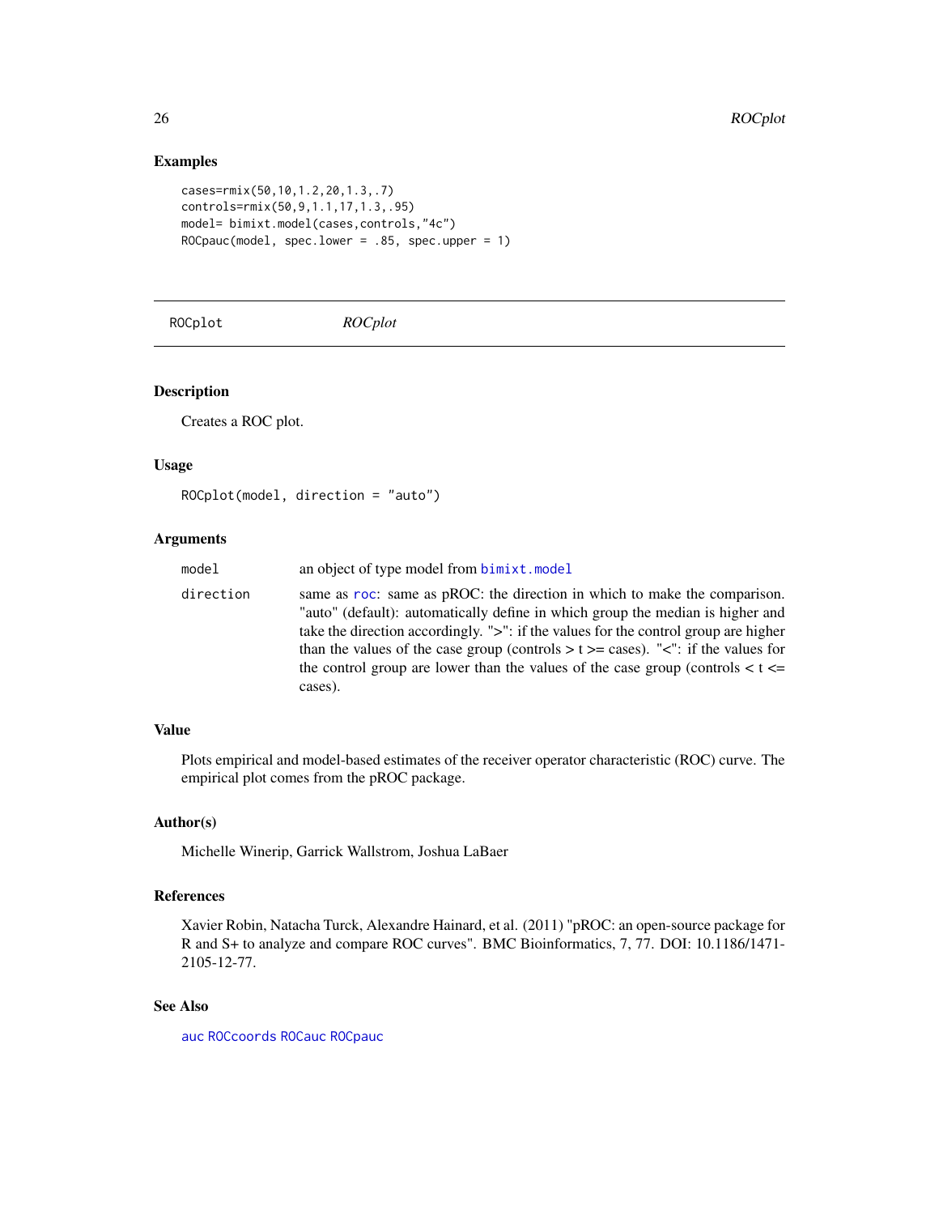## Examples

```
cases=rmix(50,10,1.2,20,1.3,.7)
controls=rmix(50,9,1.1,17,1.3,.95)
model= bimixt.model(cases,controls,"4c")
ROCpauc(model, spec.lower = .85, spec.upper = 1)
```

---

# ROCplot *ROCplot*

---

### Description

Creates a ROC plot.

### Usage

```
ROCplot(model, direction = "auto")
```

### Arguments

| | |
|---|---|
| model | an object of type model from bimixt.model |
| direction | same as roc: same as pROC: the direction in which to make the comparison. "auto" (default): automatically define in which group the median is higher and take the direction accordingly. ">": if the values for the control group are higher than the values of the case group (controls > t >= cases). "<": if the values for the control group are lower than the values of the case group (controls < t <= cases). |

### Value

Plots empirical and model-based estimates of the receiver operator characteristic (ROC) curve. The empirical plot comes from the pROC package.

### Author(s)

Michelle Winerip, Garrick Wallstrom, Joshua LaBaer

### References

Xavier Robin, Natacha Turck, Alexandre Hainard, et al. (2011) "pROC: an open-source package for R and S+ to analyze and compare ROC curves". BMC Bioinformatics, 7, 77. DOI: 10.1186/1471-2105-12-77.

### See Also

auc ROCcoords ROCauc ROCpauc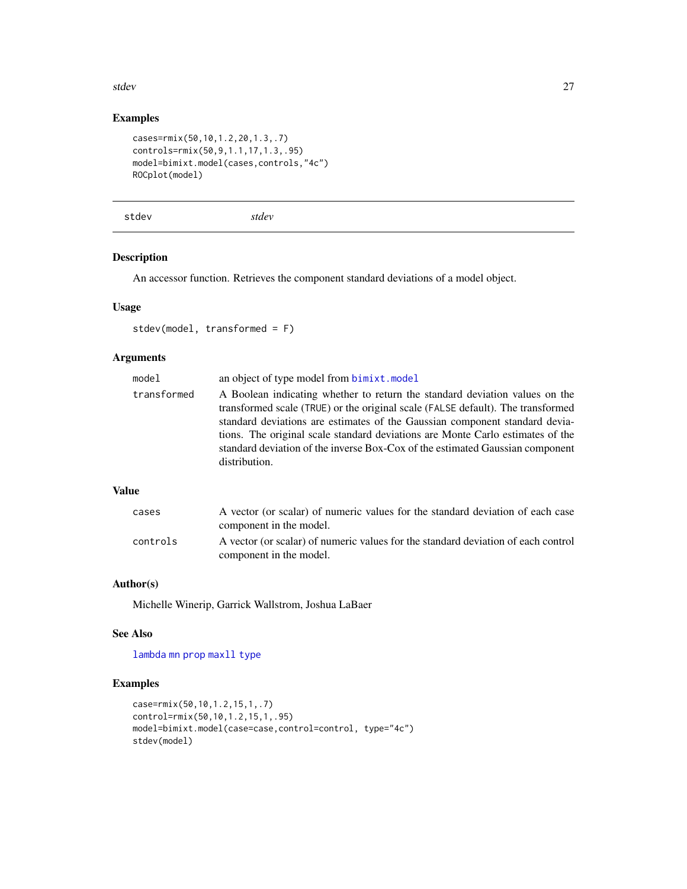## Examples

```
cases=rmix(50,10,1.2,20,1.3,.7)
controls=rmix(50,9,1.1,17,1.3,.95)
model=bimixt.model(cases,controls,"4c")
ROCplot(model)
```

---

## stdev *stdev*

---

### Description

An accessor function. Retrieves the component standard deviations of a model object.

### Usage

```
stdev(model, transformed = F)
```

### Arguments

| | |
|---|---|
| model | an object of type model from bimixt.model |
| transformed | A Boolean indicating whether to return the standard deviation values on the transformed scale (TRUE) or the original scale (FALSE default). The transformed standard deviations are estimates of the Gaussian component standard deviations. The original scale standard deviations are Monte Carlo estimates of the standard deviation of the inverse Box-Cox of the estimated Gaussian component distribution. |

### Value

| | |
|---|---|
| cases | A vector (or scalar) of numeric values for the standard deviation of each case component in the model. |
| controls | A vector (or scalar) of numeric values for the standard deviation of each control component in the model. |

### Author(s)

Michelle Winerip, Garrick Wallstrom, Joshua LaBaer

### See Also

lambda mn prop maxll type

### Examples

```
case=rmix(50,10,1.2,15,1,.7)
control=rmix(50,10,1.2,15,1,.95)
model=bimixt.model(case=case,control=control, type="4c")
stdev(model)
```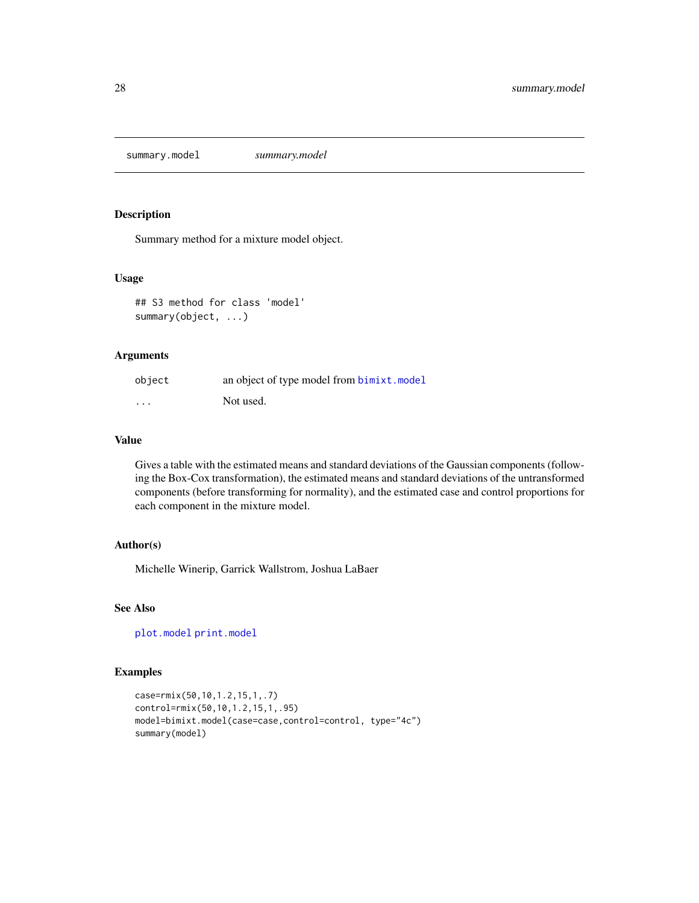summary.model *summary.model*

## Description

Summary method for a mixture model object.

## Usage

```
## S3 method for class 'model'
summary(object, ...)
```

## Arguments

| | |
|---|---|
| object | an object of type model from bimixt.model |
| ... | Not used. |

## Value

Gives a table with the estimated means and standard deviations of the Gaussian components (following the Box-Cox transformation), the estimated means and standard deviations of the untransformed components (before transforming for normality), and the estimated case and control proportions for each component in the mixture model.

## Author(s)

Michelle Winerip, Garrick Wallstrom, Joshua LaBaer

## See Also

plot.model print.model

## Examples

```
case=rmix(50,10,1.2,15,1,.7)
control=rmix(50,10,1.2,15,1,.95)
model=bimixt.model(case=case,control=control, type="4c")
summary(model)
```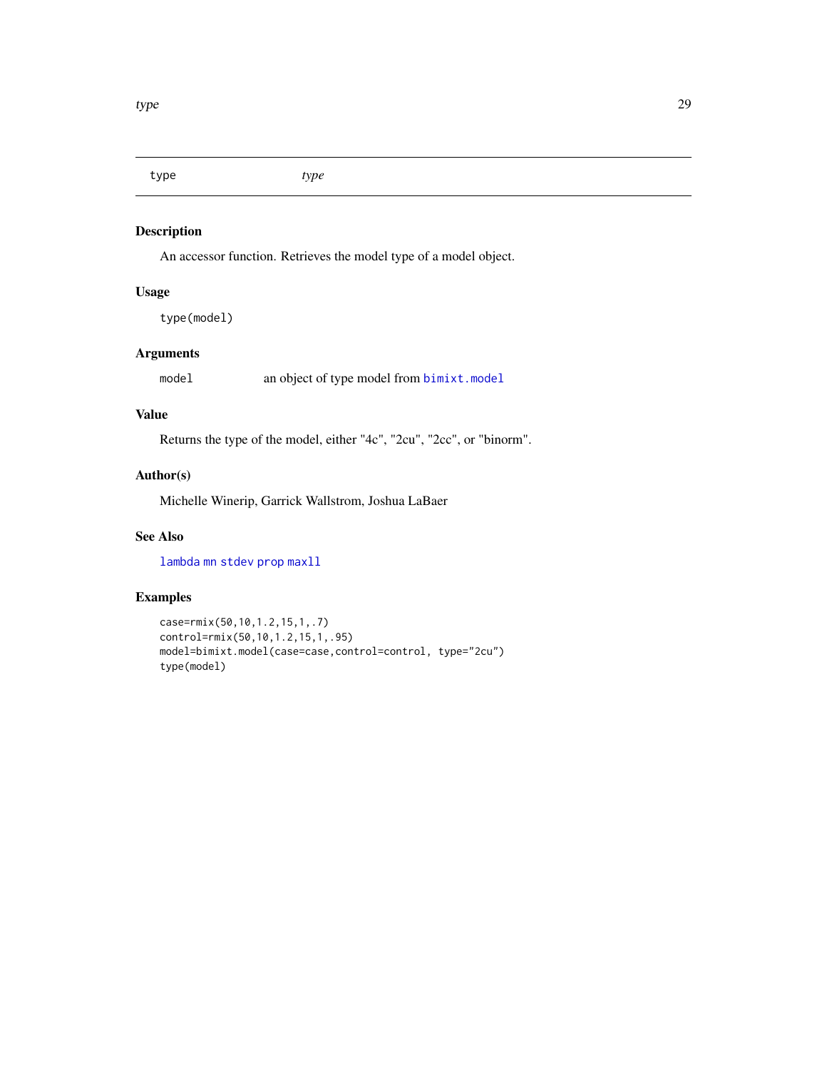# type *type*

## Description

An accessor function. Retrieves the model type of a model object.

## Usage

```
type(model)
```

## Arguments

| | |
|---|---|
| model | an object of type model from `bimixt.model` |

## Value

Returns the type of the model, either "4c", "2cu", "2cc", or "binorm".

## Author(s)

Michelle Winerip, Garrick Wallstrom, Joshua LaBaer

## See Also

`lambda` `mn` `stdev` `prop` `maxll`

## Examples

```
case=rmix(50,10,1.2,15,1,.7)
control=rmix(50,10,1.2,15,1,.95)
model=bimixt.model(case=case,control=control, type="2cu")
type(model)
```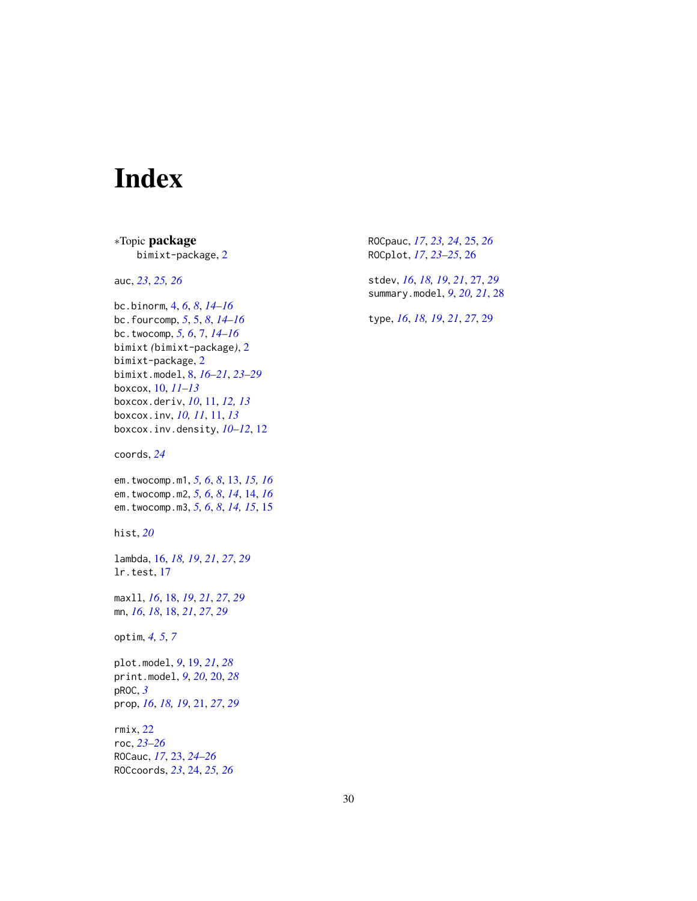# Index

*Topic **package**
    bimixt-package, 2

auc, *23*, *25, 26*

bc.binorm, 4, *6*, *8*, *14–16*
bc.fourcomp, *5*, 5, *8*, *14–16*
bc.twocomp, *5, 6*, 7, *14–16*
bimixt *(*bimixt-package*)*, 2
bimixt-package, 2
bimixt.model, 8, *16–21*, *23–29*
boxcox, 10, *11–13*
boxcox.deriv, *10*, 11, *12, 13*
boxcox.inv, *10, 11*, 11, *13*
boxcox.inv.density, *10–12*, 12

coords, *24*

em.twocomp.m1, *5, 6*, *8*, 13, *15, 16*
em.twocomp.m2, *5, 6*, *8*, *14*, 14, *16*
em.twocomp.m3, *5, 6*, *8*, *14, 15*, 15

hist, *20*

lambda, 16, *18, 19*, *21*, *27*, *29*
lr.test, 17

maxll, *16*, 18, *19*, *21*, *27*, *29*
mn, *16*, *18*, 18, *21*, *27*, *29*

optim, *4, 5*, *7*

plot.model, *9*, 19, *21*, *28*
print.model, *9*, *20*, 20, *28*
pROC, *3*
prop, *16*, *18, 19*, 21, *27*, *29*

rmix, 22
roc, *23–26*
ROCauc, *17*, 23, *24–26*
ROCcoords, *23*, 24, *25, 26*
ROCpauc, *17*, *23, 24*, 25, *26*
ROCplot, *17*, *23–25*, 26

stdev, *16*, *18, 19*, *21*, 27, *29*
summary.model, *9*, *20, 21*, 28

type, *16*, *18, 19*, *21*, *27*, 29